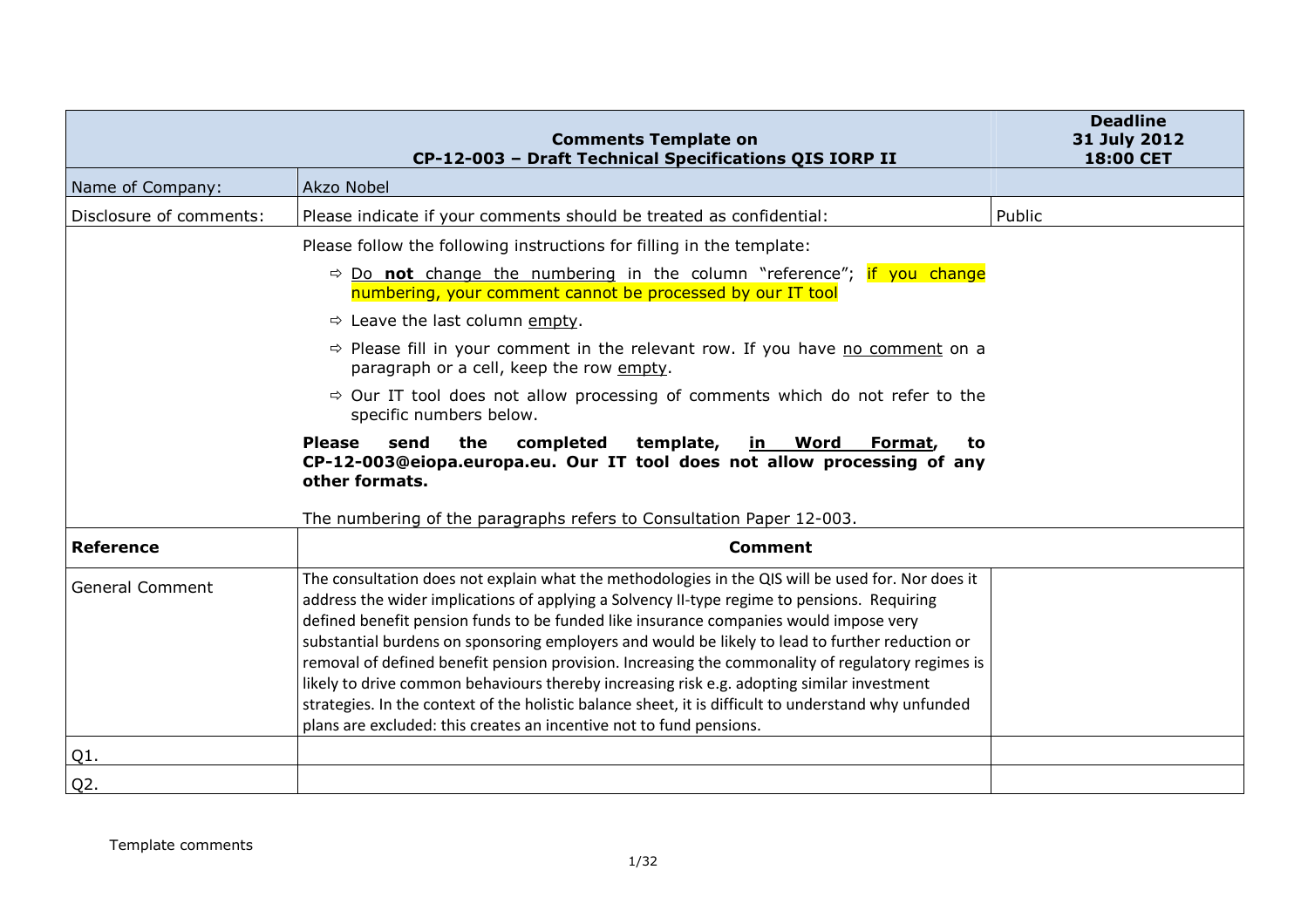| Comments Template on CP-12-003 – Draft Technical Specifications QIS IORP II | | Deadline 31 July 2012 18:00 CET |
|---|---|---|
| Name of Company: | Akzo Nobel | |
| Disclosure of comments: | Please indicate if your comments should be treated as confidential: | Public |
| | Please follow the following instructions for filling in the template:<br>⇨ Do **not** change the numbering in the column "reference"; if you change numbering, your comment cannot be processed by our IT tool<br>⇨ Leave the last column empty.<br>⇨ Please fill in your comment in the relevant row. If you have no comment on a paragraph or a cell, keep the row empty.<br>⇨ Our IT tool does not allow processing of comments which do not refer to the specific numbers below.<br>**Please send the completed template, in Word Format, to CP-12-003@eiopa.europa.eu. Our IT tool does not allow processing of any other formats.**<br>The numbering of the paragraphs refers to Consultation Paper 12-003. | |
| **Reference** | **Comment** | |
| General Comment | The consultation does not explain what the methodologies in the QIS will be used for. Nor does it address the wider implications of applying a Solvency II-type regime to pensions. Requiring defined benefit pension funds to be funded like insurance companies would impose very substantial burdens on sponsoring employers and would be likely to lead to further reduction or removal of defined benefit pension provision. Increasing the commonality of regulatory regimes is likely to drive common behaviours thereby increasing risk e.g. adopting similar investment strategies. In the context of the holistic balance sheet, it is difficult to understand why unfunded plans are excluded: this creates an incentive not to fund pensions. | |
| Q1. | | |
| Q2. | | |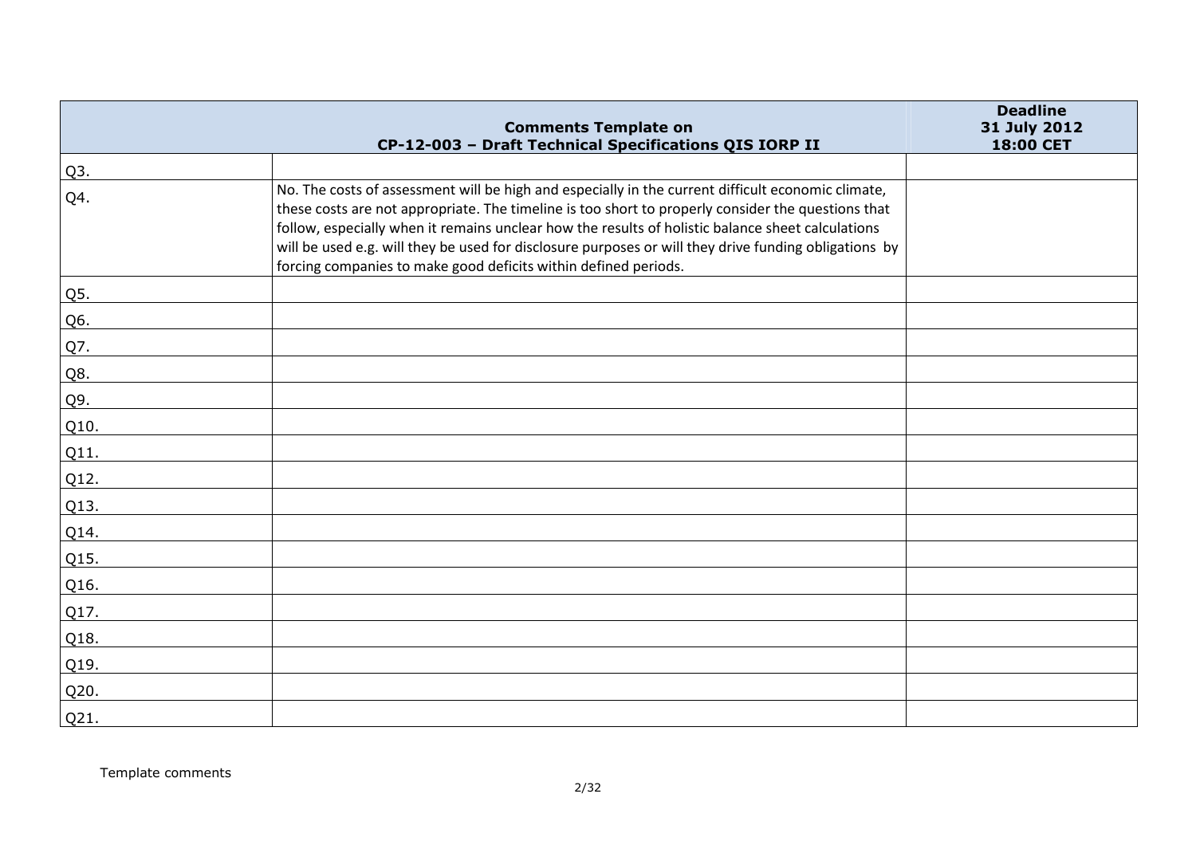| Comments Template on CP-12-003 – Draft Technical Specifications QIS IORP II | | Deadline 31 July 2012 18:00 CET |
|---|---|---|
| Q3. | | |
| Q4. | No. The costs of assessment will be high and especially in the current difficult economic climate, these costs are not appropriate. The timeline is too short to properly consider the questions that follow, especially when it remains unclear how the results of holistic balance sheet calculations will be used e.g. will they be used for disclosure purposes or will they drive funding obligations by forcing companies to make good deficits within defined periods. | |
| Q5. | | |
| Q6. | | |
| Q7. | | |
| Q8. | | |
| Q9. | | |
| Q10. | | |
| Q11. | | |
| Q12. | | |
| Q13. | | |
| Q14. | | |
| Q15. | | |
| Q16. | | |
| Q17. | | |
| Q18. | | |
| Q19. | | |
| Q20. | | |
| Q21. | | |

Template comments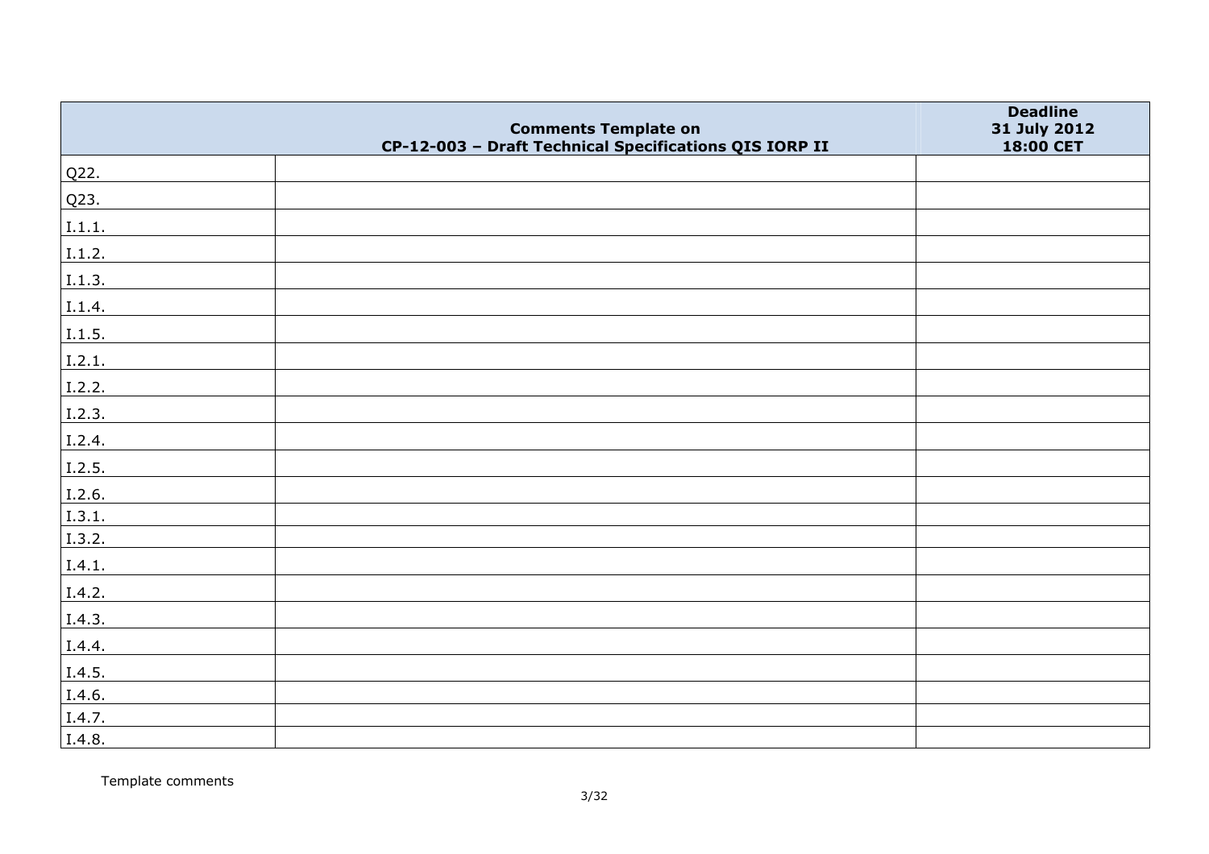| | Comments Template on CP-12-003 – Draft Technical Specifications QIS IORP II | Deadline 31 July 2012 18:00 CET |
|---|---|---|
| Q22. | | |
| Q23. | | |
| I.1.1. | | |
| I.1.2. | | |
| I.1.3. | | |
| I.1.4. | | |
| I.1.5. | | |
| I.2.1. | | |
| I.2.2. | | |
| I.2.3. | | |
| I.2.4. | | |
| I.2.5. | | |
| I.2.6. | | |
| I.3.1. | | |
| I.3.2. | | |
| I.4.1. | | |
| I.4.2. | | |
| I.4.3. | | |
| I.4.4. | | |
| I.4.5. | | |
| I.4.6. | | |
| I.4.7. | | |
| I.4.8. | | |

Template comments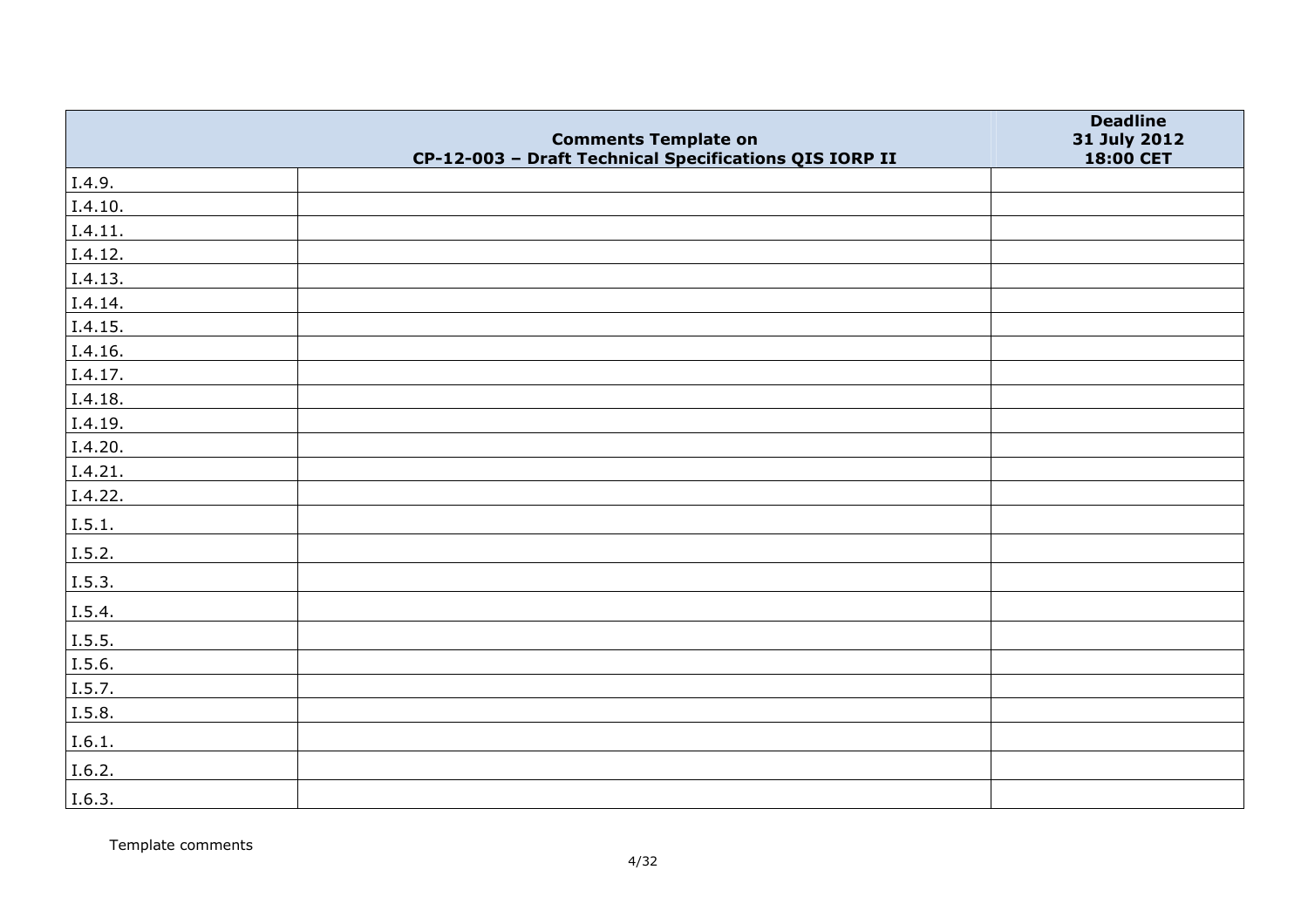| | Comments Template on CP-12-003 – Draft Technical Specifications QIS IORP II | Deadline 31 July 2012 18:00 CET |
|---|---|---|
| I.4.9. | | |
| I.4.10. | | |
| I.4.11. | | |
| I.4.12. | | |
| I.4.13. | | |
| I.4.14. | | |
| I.4.15. | | |
| I.4.16. | | |
| I.4.17. | | |
| I.4.18. | | |
| I.4.19. | | |
| I.4.20. | | |
| I.4.21. | | |
| I.4.22. | | |
| I.5.1. | | |
| I.5.2. | | |
| I.5.3. | | |
| I.5.4. | | |
| I.5.5. | | |
| I.5.6. | | |
| I.5.7. | | |
| I.5.8. | | |
| I.6.1. | | |
| I.6.2. | | |
| I.6.3. | | |

Template comments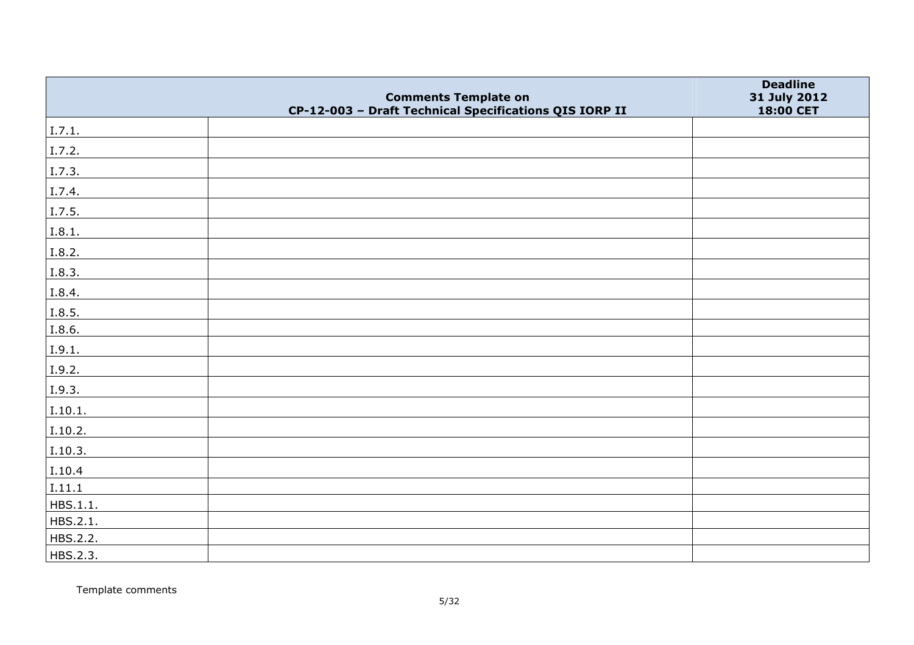| | Comments Template on CP-12-003 – Draft Technical Specifications QIS IORP II | Deadline 31 July 2012 18:00 CET |
|---|---|---|
| I.7.1. | | |
| I.7.2. | | |
| I.7.3. | | |
| I.7.4. | | |
| I.7.5. | | |
| I.8.1. | | |
| I.8.2. | | |
| I.8.3. | | |
| I.8.4. | | |
| I.8.5. | | |
| I.8.6. | | |
| I.9.1. | | |
| I.9.2. | | |
| I.9.3. | | |
| I.10.1. | | |
| I.10.2. | | |
| I.10.3. | | |
| I.10.4 | | |
| I.11.1 | | |
| HBS.1.1. | | |
| HBS.2.1. | | |
| HBS.2.2. | | |
| HBS.2.3. | | |

Template comments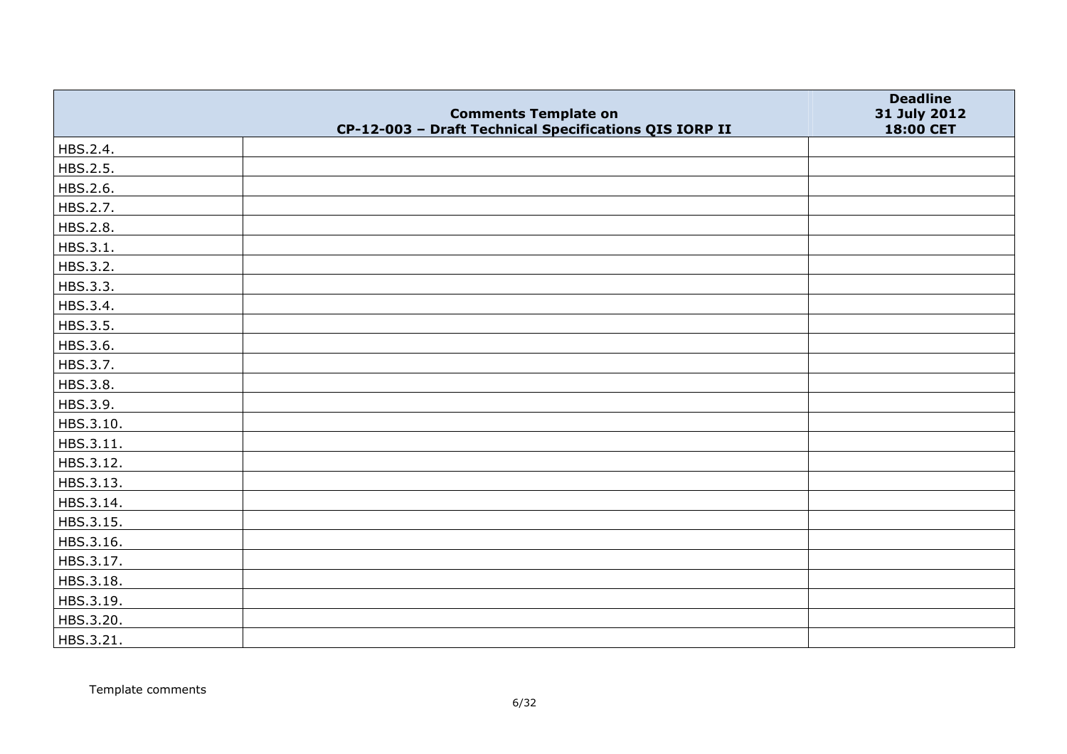| | Comments Template on CP-12-003 – Draft Technical Specifications QIS IORP II | Deadline 31 July 2012 18:00 CET |
|---|---|---|
| HBS.2.4. | | |
| HBS.2.5. | | |
| HBS.2.6. | | |
| HBS.2.7. | | |
| HBS.2.8. | | |
| HBS.3.1. | | |
| HBS.3.2. | | |
| HBS.3.3. | | |
| HBS.3.4. | | |
| HBS.3.5. | | |
| HBS.3.6. | | |
| HBS.3.7. | | |
| HBS.3.8. | | |
| HBS.3.9. | | |
| HBS.3.10. | | |
| HBS.3.11. | | |
| HBS.3.12. | | |
| HBS.3.13. | | |
| HBS.3.14. | | |
| HBS.3.15. | | |
| HBS.3.16. | | |
| HBS.3.17. | | |
| HBS.3.18. | | |
| HBS.3.19. | | |
| HBS.3.20. | | |
| HBS.3.21. | | |

Template comments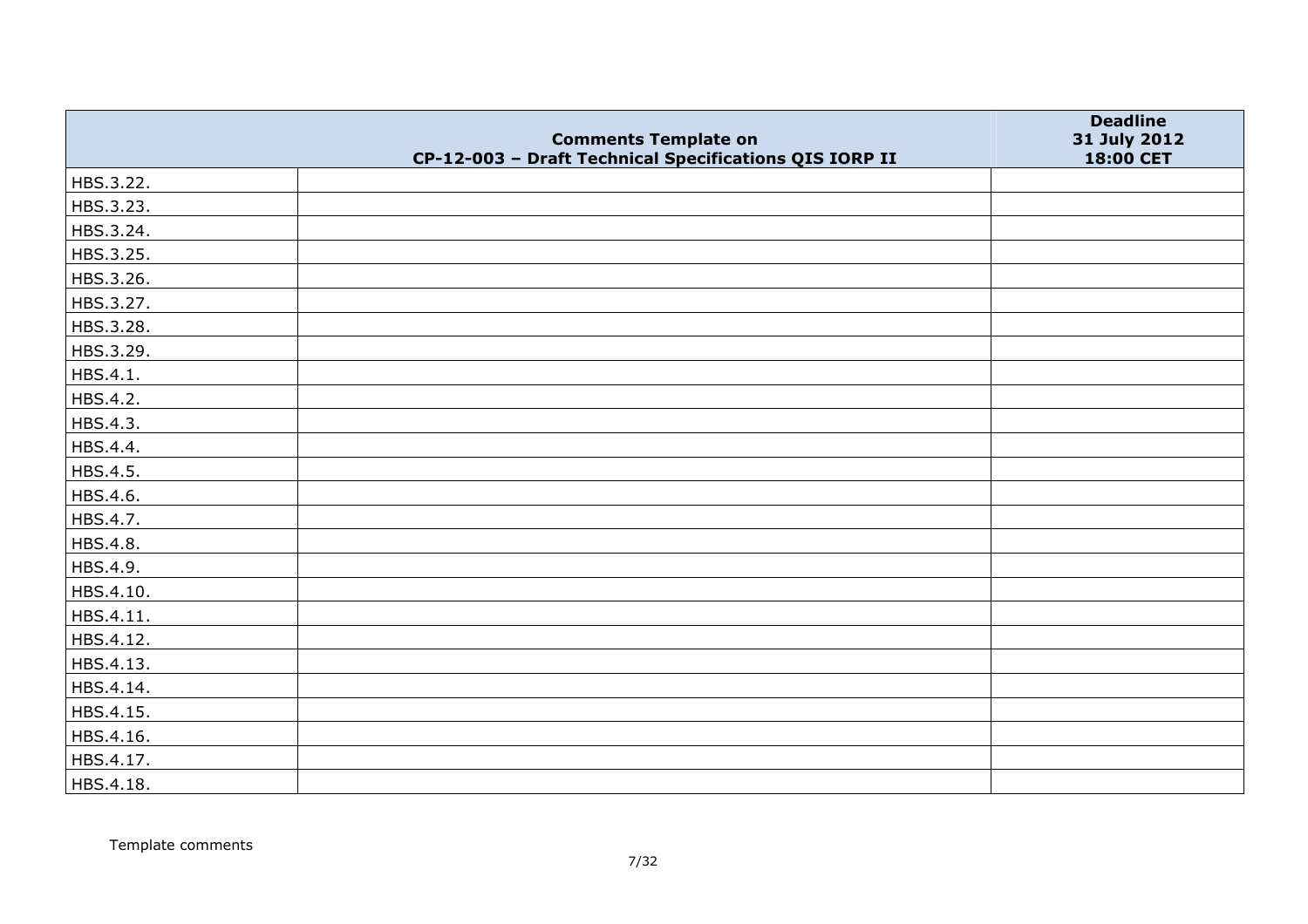|  | Comments Template on CP-12-003 – Draft Technical Specifications QIS IORP II | Deadline 31 July 2012 18:00 CET |
|---|---|---|
| HBS.3.22. |  |  |
| HBS.3.23. |  |  |
| HBS.3.24. |  |  |
| HBS.3.25. |  |  |
| HBS.3.26. |  |  |
| HBS.3.27. |  |  |
| HBS.3.28. |  |  |
| HBS.3.29. |  |  |
| HBS.4.1. |  |  |
| HBS.4.2. |  |  |
| HBS.4.3. |  |  |
| HBS.4.4. |  |  |
| HBS.4.5. |  |  |
| HBS.4.6. |  |  |
| HBS.4.7. |  |  |
| HBS.4.8. |  |  |
| HBS.4.9. |  |  |
| HBS.4.10. |  |  |
| HBS.4.11. |  |  |
| HBS.4.12. |  |  |
| HBS.4.13. |  |  |
| HBS.4.14. |  |  |
| HBS.4.15. |  |  |
| HBS.4.16. |  |  |
| HBS.4.17. |  |  |
| HBS.4.18. |  |  |

Template comments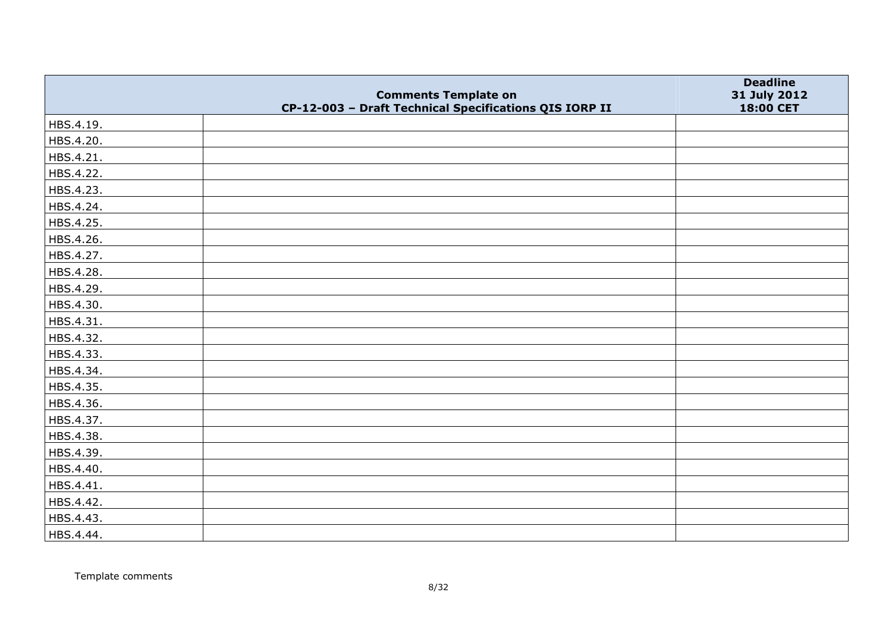| | Comments Template on CP-12-003 – Draft Technical Specifications QIS IORP II | Deadline 31 July 2012 18:00 CET |
|---|---|---|
| HBS.4.19. | | |
| HBS.4.20. | | |
| HBS.4.21. | | |
| HBS.4.22. | | |
| HBS.4.23. | | |
| HBS.4.24. | | |
| HBS.4.25. | | |
| HBS.4.26. | | |
| HBS.4.27. | | |
| HBS.4.28. | | |
| HBS.4.29. | | |
| HBS.4.30. | | |
| HBS.4.31. | | |
| HBS.4.32. | | |
| HBS.4.33. | | |
| HBS.4.34. | | |
| HBS.4.35. | | |
| HBS.4.36. | | |
| HBS.4.37. | | |
| HBS.4.38. | | |
| HBS.4.39. | | |
| HBS.4.40. | | |
| HBS.4.41. | | |
| HBS.4.42. | | |
| HBS.4.43. | | |
| HBS.4.44. | | |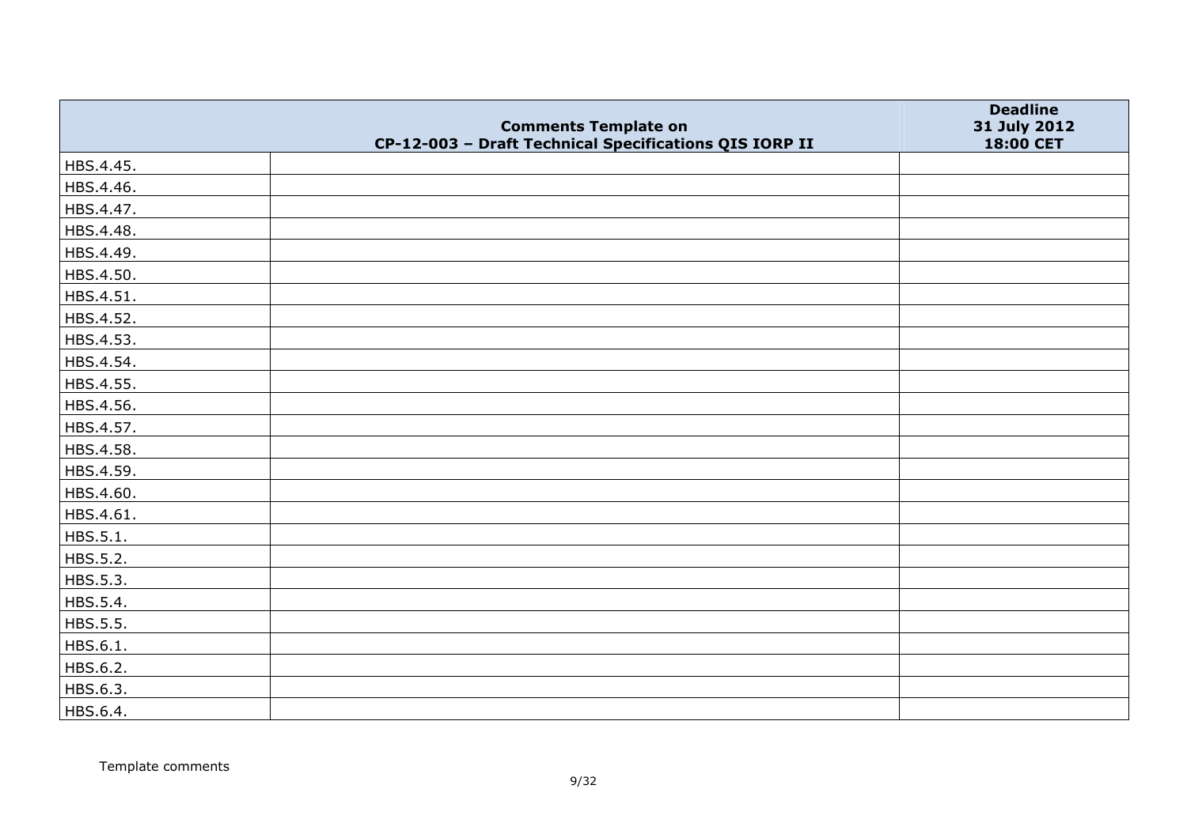| | Comments Template on CP-12-003 – Draft Technical Specifications QIS IORP II | Deadline 31 July 2012 18:00 CET |
|---|---|---|
| HBS.4.45. | | |
| HBS.4.46. | | |
| HBS.4.47. | | |
| HBS.4.48. | | |
| HBS.4.49. | | |
| HBS.4.50. | | |
| HBS.4.51. | | |
| HBS.4.52. | | |
| HBS.4.53. | | |
| HBS.4.54. | | |
| HBS.4.55. | | |
| HBS.4.56. | | |
| HBS.4.57. | | |
| HBS.4.58. | | |
| HBS.4.59. | | |
| HBS.4.60. | | |
| HBS.4.61. | | |
| HBS.5.1. | | |
| HBS.5.2. | | |
| HBS.5.3. | | |
| HBS.5.4. | | |
| HBS.5.5. | | |
| HBS.6.1. | | |
| HBS.6.2. | | |
| HBS.6.3. | | |
| HBS.6.4. | | |

Template comments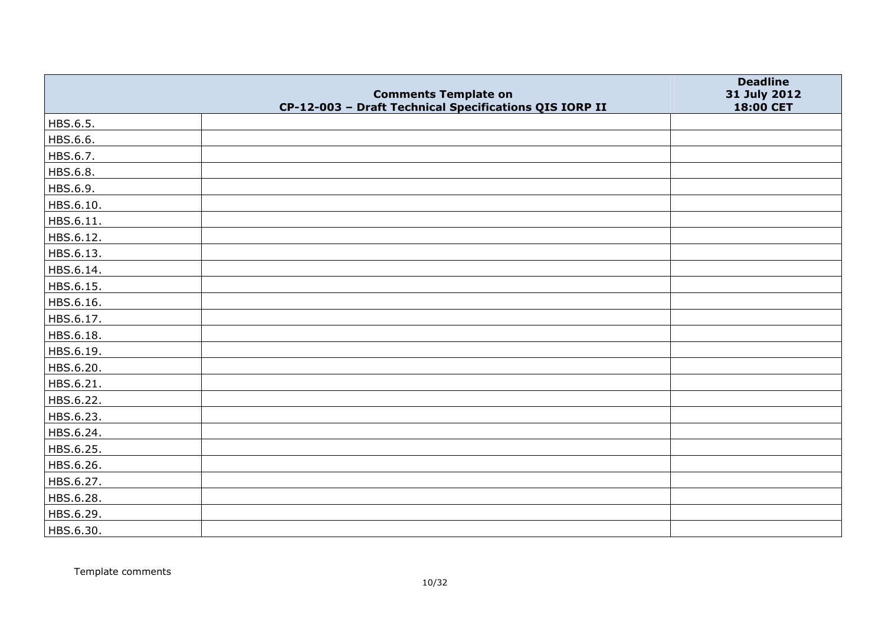| | Comments Template on CP-12-003 – Draft Technical Specifications QIS IORP II | Deadline 31 July 2012 18:00 CET |
|---|---|---|
| HBS.6.5. | | |
| HBS.6.6. | | |
| HBS.6.7. | | |
| HBS.6.8. | | |
| HBS.6.9. | | |
| HBS.6.10. | | |
| HBS.6.11. | | |
| HBS.6.12. | | |
| HBS.6.13. | | |
| HBS.6.14. | | |
| HBS.6.15. | | |
| HBS.6.16. | | |
| HBS.6.17. | | |
| HBS.6.18. | | |
| HBS.6.19. | | |
| HBS.6.20. | | |
| HBS.6.21. | | |
| HBS.6.22. | | |
| HBS.6.23. | | |
| HBS.6.24. | | |
| HBS.6.25. | | |
| HBS.6.26. | | |
| HBS.6.27. | | |
| HBS.6.28. | | |
| HBS.6.29. | | |
| HBS.6.30. | | |

Template comments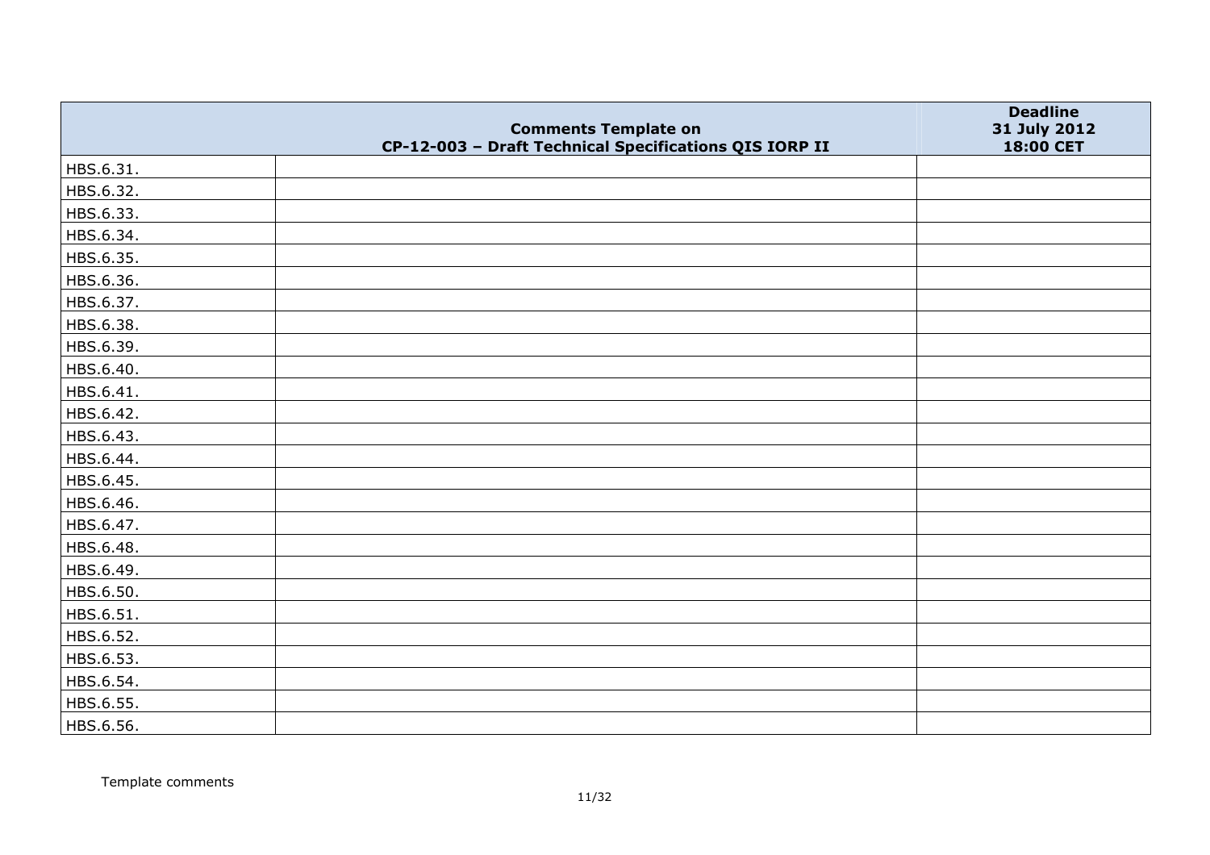| | Comments Template on CP-12-003 – Draft Technical Specifications QIS IORP II | Deadline 31 July 2012 18:00 CET |
|---|---|---|
| HBS.6.31. | | |
| HBS.6.32. | | |
| HBS.6.33. | | |
| HBS.6.34. | | |
| HBS.6.35. | | |
| HBS.6.36. | | |
| HBS.6.37. | | |
| HBS.6.38. | | |
| HBS.6.39. | | |
| HBS.6.40. | | |
| HBS.6.41. | | |
| HBS.6.42. | | |
| HBS.6.43. | | |
| HBS.6.44. | | |
| HBS.6.45. | | |
| HBS.6.46. | | |
| HBS.6.47. | | |
| HBS.6.48. | | |
| HBS.6.49. | | |
| HBS.6.50. | | |
| HBS.6.51. | | |
| HBS.6.52. | | |
| HBS.6.53. | | |
| HBS.6.54. | | |
| HBS.6.55. | | |
| HBS.6.56. | | |

Template comments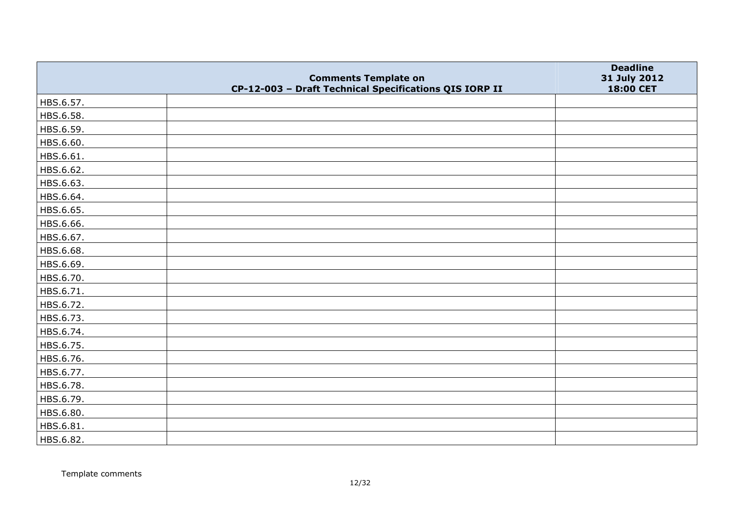| | Comments Template on CP-12-003 – Draft Technical Specifications QIS IORP II | Deadline 31 July 2012 18:00 CET |
|---|---|---|
| HBS.6.57. | | |
| HBS.6.58. | | |
| HBS.6.59. | | |
| HBS.6.60. | | |
| HBS.6.61. | | |
| HBS.6.62. | | |
| HBS.6.63. | | |
| HBS.6.64. | | |
| HBS.6.65. | | |
| HBS.6.66. | | |
| HBS.6.67. | | |
| HBS.6.68. | | |
| HBS.6.69. | | |
| HBS.6.70. | | |
| HBS.6.71. | | |
| HBS.6.72. | | |
| HBS.6.73. | | |
| HBS.6.74. | | |
| HBS.6.75. | | |
| HBS.6.76. | | |
| HBS.6.77. | | |
| HBS.6.78. | | |
| HBS.6.79. | | |
| HBS.6.80. | | |
| HBS.6.81. | | |
| HBS.6.82. | | |

Template comments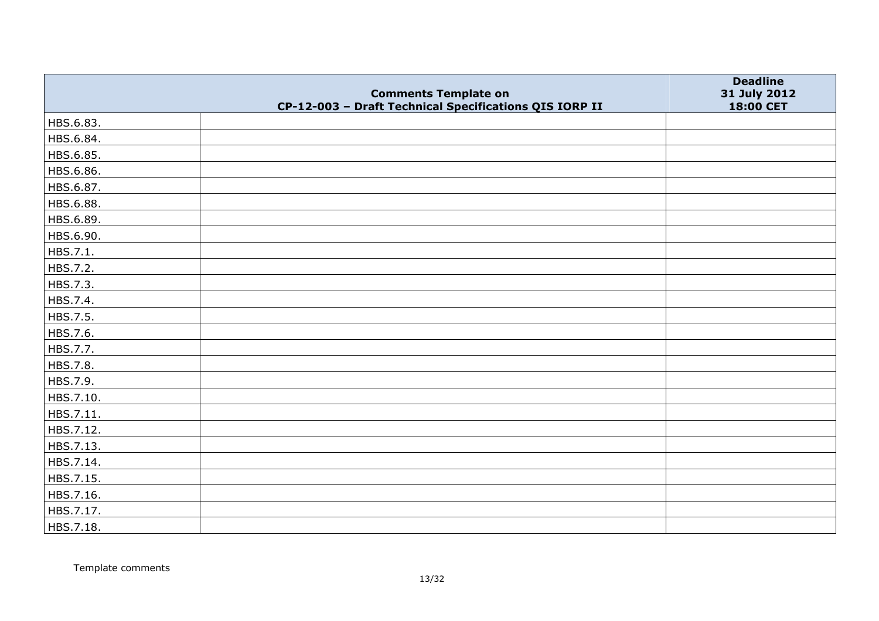| | Comments Template on CP-12-003 – Draft Technical Specifications QIS IORP II | Deadline 31 July 2012 18:00 CET |
|---|---|---|
| HBS.6.83. | | |
| HBS.6.84. | | |
| HBS.6.85. | | |
| HBS.6.86. | | |
| HBS.6.87. | | |
| HBS.6.88. | | |
| HBS.6.89. | | |
| HBS.6.90. | | |
| HBS.7.1. | | |
| HBS.7.2. | | |
| HBS.7.3. | | |
| HBS.7.4. | | |
| HBS.7.5. | | |
| HBS.7.6. | | |
| HBS.7.7. | | |
| HBS.7.8. | | |
| HBS.7.9. | | |
| HBS.7.10. | | |
| HBS.7.11. | | |
| HBS.7.12. | | |
| HBS.7.13. | | |
| HBS.7.14. | | |
| HBS.7.15. | | |
| HBS.7.16. | | |
| HBS.7.17. | | |
| HBS.7.18. | | |

Template comments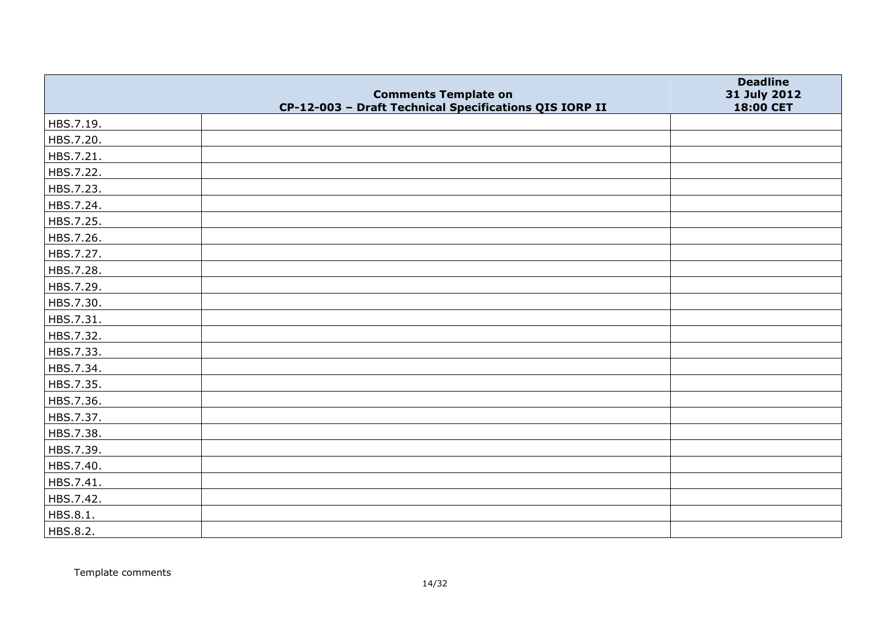| | Comments Template on CP-12-003 – Draft Technical Specifications QIS IORP II | Deadline 31 July 2012 18:00 CET |
|---|---|---|
| HBS.7.19. | | |
| HBS.7.20. | | |
| HBS.7.21. | | |
| HBS.7.22. | | |
| HBS.7.23. | | |
| HBS.7.24. | | |
| HBS.7.25. | | |
| HBS.7.26. | | |
| HBS.7.27. | | |
| HBS.7.28. | | |
| HBS.7.29. | | |
| HBS.7.30. | | |
| HBS.7.31. | | |
| HBS.7.32. | | |
| HBS.7.33. | | |
| HBS.7.34. | | |
| HBS.7.35. | | |
| HBS.7.36. | | |
| HBS.7.37. | | |
| HBS.7.38. | | |
| HBS.7.39. | | |
| HBS.7.40. | | |
| HBS.7.41. | | |
| HBS.7.42. | | |
| HBS.8.1. | | |
| HBS.8.2. | | |

Template comments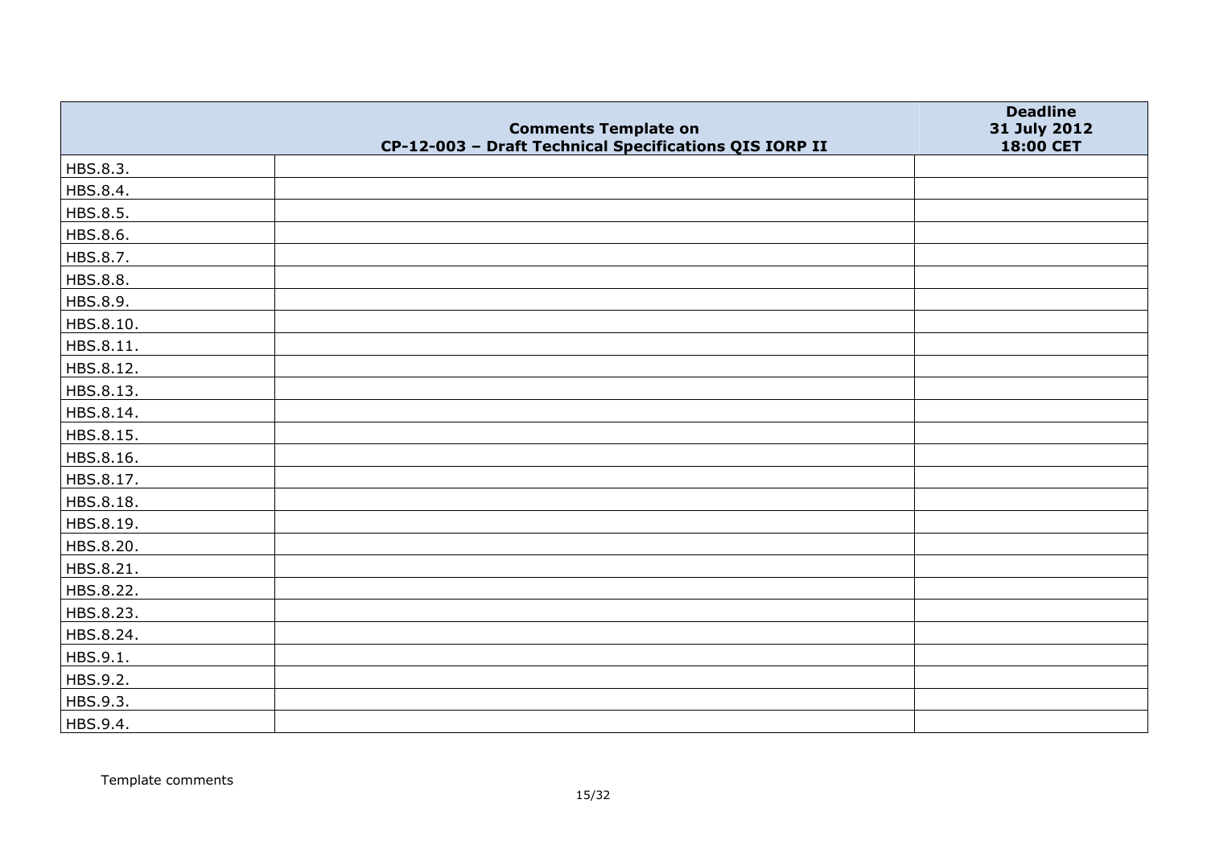| | Comments Template on CP-12-003 – Draft Technical Specifications QIS IORP II | Deadline 31 July 2012 18:00 CET |
|---|---|---|
| HBS.8.3. | | |
| HBS.8.4. | | |
| HBS.8.5. | | |
| HBS.8.6. | | |
| HBS.8.7. | | |
| HBS.8.8. | | |
| HBS.8.9. | | |
| HBS.8.10. | | |
| HBS.8.11. | | |
| HBS.8.12. | | |
| HBS.8.13. | | |
| HBS.8.14. | | |
| HBS.8.15. | | |
| HBS.8.16. | | |
| HBS.8.17. | | |
| HBS.8.18. | | |
| HBS.8.19. | | |
| HBS.8.20. | | |
| HBS.8.21. | | |
| HBS.8.22. | | |
| HBS.8.23. | | |
| HBS.8.24. | | |
| HBS.9.1. | | |
| HBS.9.2. | | |
| HBS.9.3. | | |
| HBS.9.4. | | |

Template comments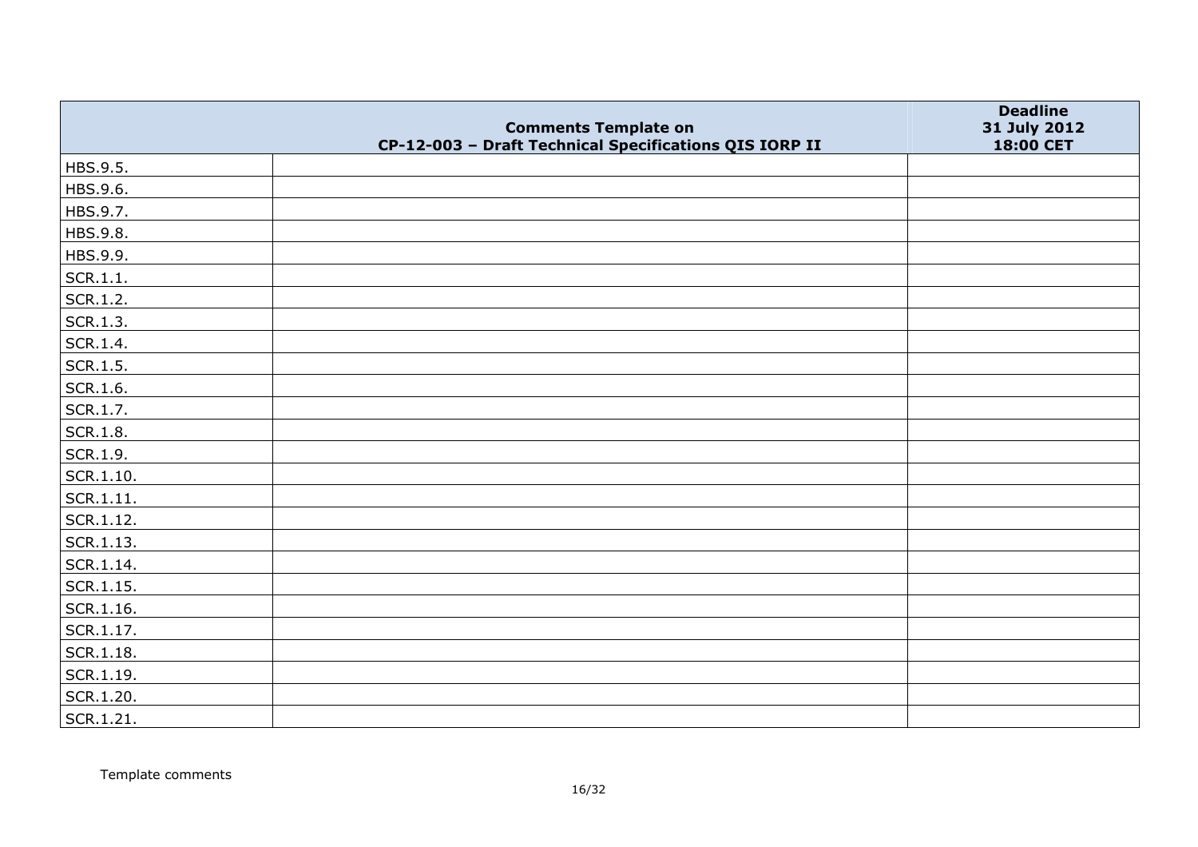| | Comments Template on CP-12-003 – Draft Technical Specifications QIS IORP II | Deadline 31 July 2012 18:00 CET |
|---|---|---|
| HBS.9.5. | | |
| HBS.9.6. | | |
| HBS.9.7. | | |
| HBS.9.8. | | |
| HBS.9.9. | | |
| SCR.1.1. | | |
| SCR.1.2. | | |
| SCR.1.3. | | |
| SCR.1.4. | | |
| SCR.1.5. | | |
| SCR.1.6. | | |
| SCR.1.7. | | |
| SCR.1.8. | | |
| SCR.1.9. | | |
| SCR.1.10. | | |
| SCR.1.11. | | |
| SCR.1.12. | | |
| SCR.1.13. | | |
| SCR.1.14. | | |
| SCR.1.15. | | |
| SCR.1.16. | | |
| SCR.1.17. | | |
| SCR.1.18. | | |
| SCR.1.19. | | |
| SCR.1.20. | | |
| SCR.1.21. | | |

Template comments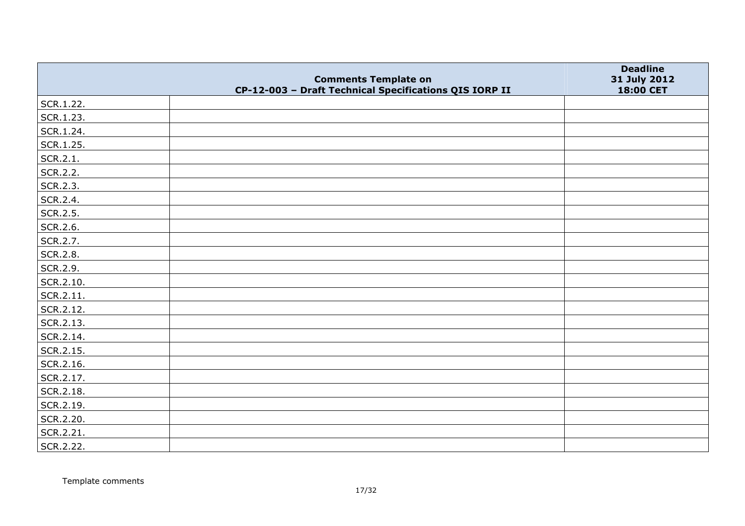| | Comments Template on CP-12-003 – Draft Technical Specifications QIS IORP II | Deadline 31 July 2012 18:00 CET |
|---|---|---|
| SCR.1.22. | | |
| SCR.1.23. | | |
| SCR.1.24. | | |
| SCR.1.25. | | |
| SCR.2.1. | | |
| SCR.2.2. | | |
| SCR.2.3. | | |
| SCR.2.4. | | |
| SCR.2.5. | | |
| SCR.2.6. | | |
| SCR.2.7. | | |
| SCR.2.8. | | |
| SCR.2.9. | | |
| SCR.2.10. | | |
| SCR.2.11. | | |
| SCR.2.12. | | |
| SCR.2.13. | | |
| SCR.2.14. | | |
| SCR.2.15. | | |
| SCR.2.16. | | |
| SCR.2.17. | | |
| SCR.2.18. | | |
| SCR.2.19. | | |
| SCR.2.20. | | |
| SCR.2.21. | | |
| SCR.2.22. | | |

Template comments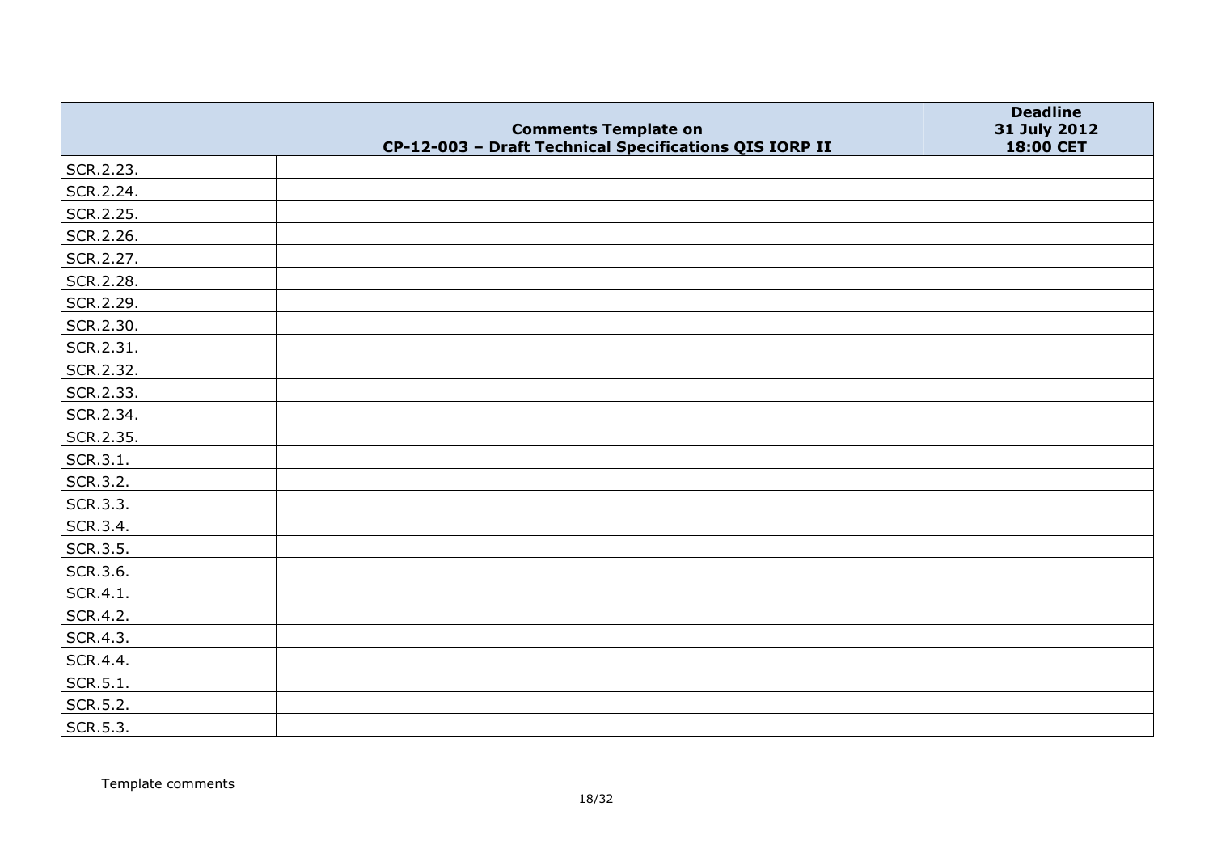|  | Comments Template on CP-12-003 – Draft Technical Specifications QIS IORP II | Deadline 31 July 2012 18:00 CET |
|---|---|---|
| SCR.2.23. |  |  |
| SCR.2.24. |  |  |
| SCR.2.25. |  |  |
| SCR.2.26. |  |  |
| SCR.2.27. |  |  |
| SCR.2.28. |  |  |
| SCR.2.29. |  |  |
| SCR.2.30. |  |  |
| SCR.2.31. |  |  |
| SCR.2.32. |  |  |
| SCR.2.33. |  |  |
| SCR.2.34. |  |  |
| SCR.2.35. |  |  |
| SCR.3.1. |  |  |
| SCR.3.2. |  |  |
| SCR.3.3. |  |  |
| SCR.3.4. |  |  |
| SCR.3.5. |  |  |
| SCR.3.6. |  |  |
| SCR.4.1. |  |  |
| SCR.4.2. |  |  |
| SCR.4.3. |  |  |
| SCR.4.4. |  |  |
| SCR.5.1. |  |  |
| SCR.5.2. |  |  |
| SCR.5.3. |  |  |

Template comments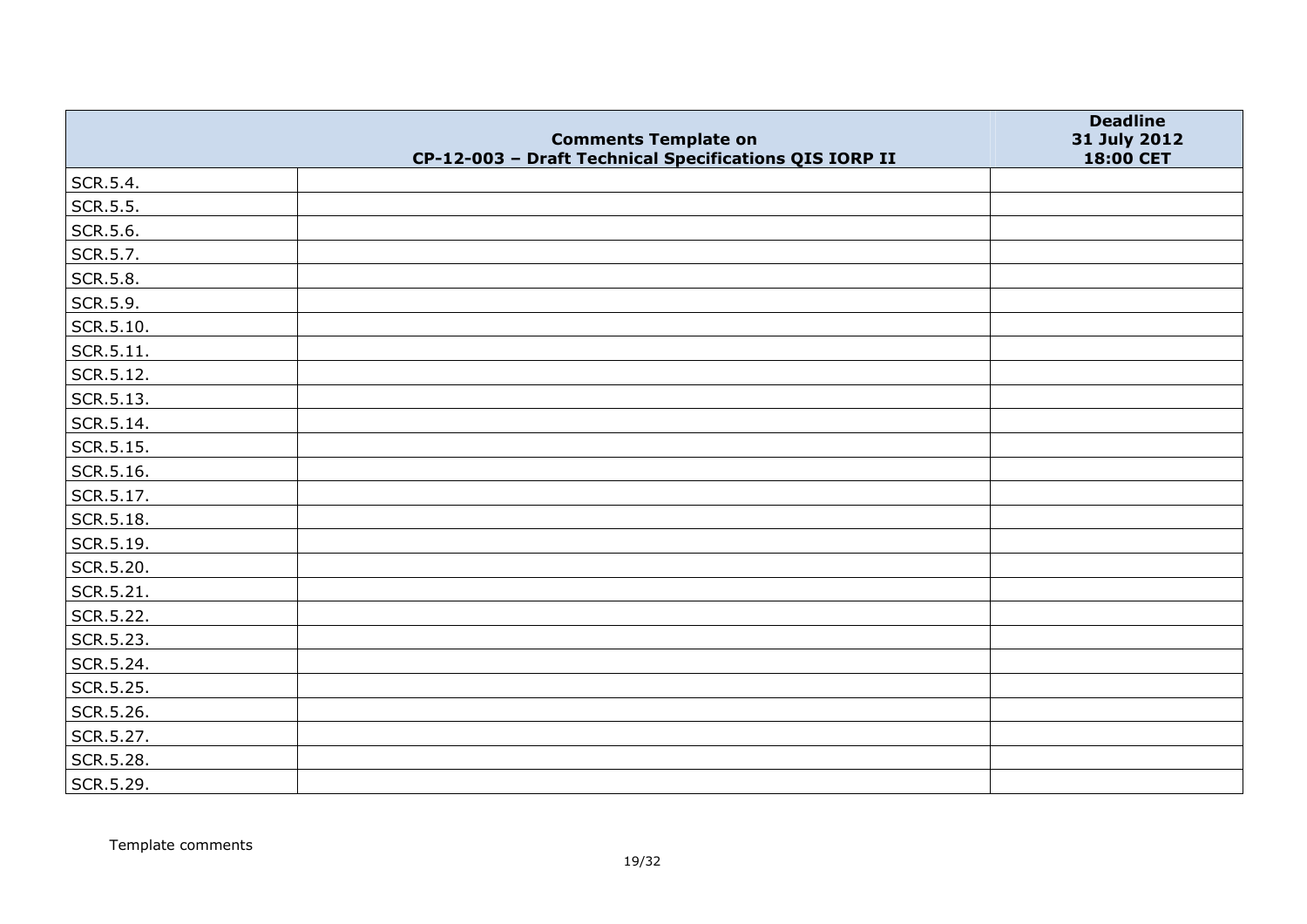| Comments Template on CP-12-003 – Draft Technical Specifications QIS IORP II | | Deadline 31 July 2012 18:00 CET |
| --- | --- | --- |
| SCR.5.4. | | |
| SCR.5.5. | | |
| SCR.5.6. | | |
| SCR.5.7. | | |
| SCR.5.8. | | |
| SCR.5.9. | | |
| SCR.5.10. | | |
| SCR.5.11. | | |
| SCR.5.12. | | |
| SCR.5.13. | | |
| SCR.5.14. | | |
| SCR.5.15. | | |
| SCR.5.16. | | |
| SCR.5.17. | | |
| SCR.5.18. | | |
| SCR.5.19. | | |
| SCR.5.20. | | |
| SCR.5.21. | | |
| SCR.5.22. | | |
| SCR.5.23. | | |
| SCR.5.24. | | |
| SCR.5.25. | | |
| SCR.5.26. | | |
| SCR.5.27. | | |
| SCR.5.28. | | |
| SCR.5.29. | | |

Template comments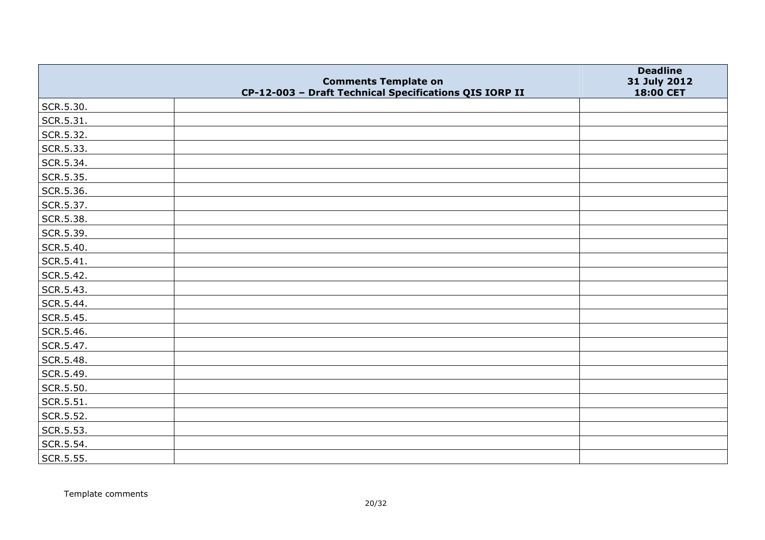| | Comments Template on CP-12-003 – Draft Technical Specifications QIS IORP II | Deadline 31 July 2012 18:00 CET |
|---|---|---|
| SCR.5.30. | | |
| SCR.5.31. | | |
| SCR.5.32. | | |
| SCR.5.33. | | |
| SCR.5.34. | | |
| SCR.5.35. | | |
| SCR.5.36. | | |
| SCR.5.37. | | |
| SCR.5.38. | | |
| SCR.5.39. | | |
| SCR.5.40. | | |
| SCR.5.41. | | |
| SCR.5.42. | | |
| SCR.5.43. | | |
| SCR.5.44. | | |
| SCR.5.45. | | |
| SCR.5.46. | | |
| SCR.5.47. | | |
| SCR.5.48. | | |
| SCR.5.49. | | |
| SCR.5.50. | | |
| SCR.5.51. | | |
| SCR.5.52. | | |
| SCR.5.53. | | |
| SCR.5.54. | | |
| SCR.5.55. | | |

Template comments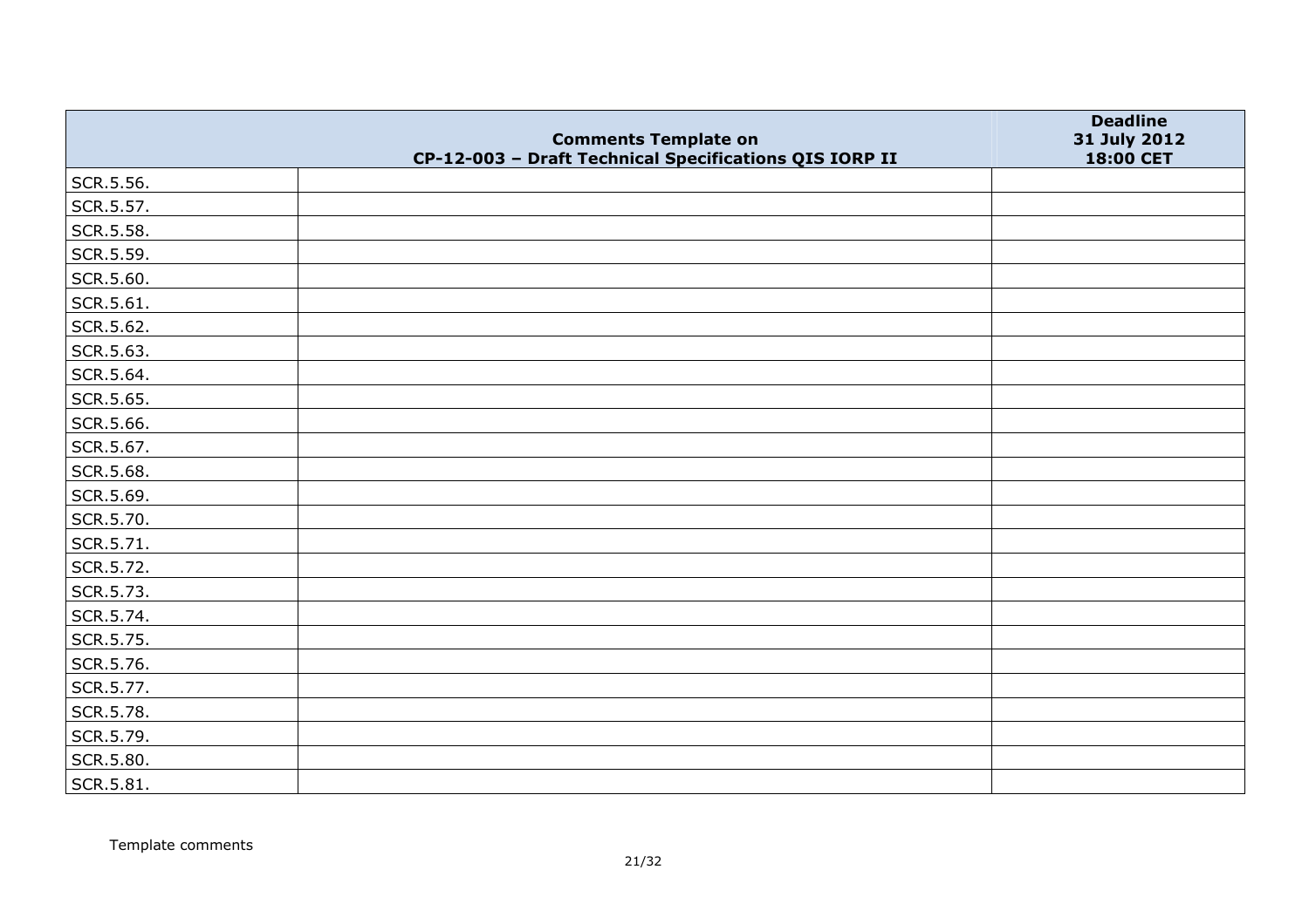|  | Comments Template on<br>CP-12-003 – Draft Technical Specifications QIS IORP II | Deadline<br>31 July 2012<br>18:00 CET |
|---|---|---|
| SCR.5.56. |  |  |
| SCR.5.57. |  |  |
| SCR.5.58. |  |  |
| SCR.5.59. |  |  |
| SCR.5.60. |  |  |
| SCR.5.61. |  |  |
| SCR.5.62. |  |  |
| SCR.5.63. |  |  |
| SCR.5.64. |  |  |
| SCR.5.65. |  |  |
| SCR.5.66. |  |  |
| SCR.5.67. |  |  |
| SCR.5.68. |  |  |
| SCR.5.69. |  |  |
| SCR.5.70. |  |  |
| SCR.5.71. |  |  |
| SCR.5.72. |  |  |
| SCR.5.73. |  |  |
| SCR.5.74. |  |  |
| SCR.5.75. |  |  |
| SCR.5.76. |  |  |
| SCR.5.77. |  |  |
| SCR.5.78. |  |  |
| SCR.5.79. |  |  |
| SCR.5.80. |  |  |
| SCR.5.81. |  |  |

Template comments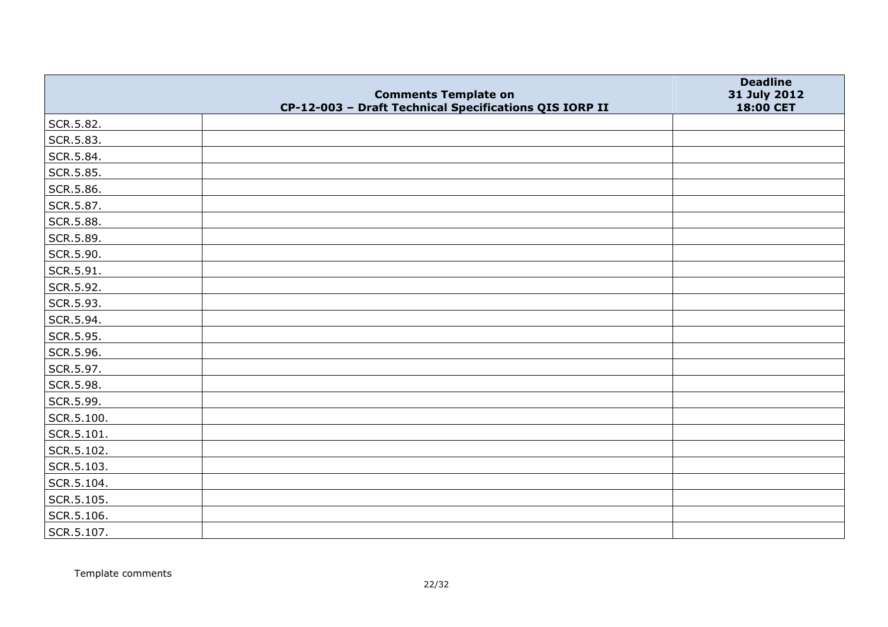| | Comments Template on CP-12-003 – Draft Technical Specifications QIS IORP II | Deadline 31 July 2012 18:00 CET |
|---|---|---|
| SCR.5.82. | | |
| SCR.5.83. | | |
| SCR.5.84. | | |
| SCR.5.85. | | |
| SCR.5.86. | | |
| SCR.5.87. | | |
| SCR.5.88. | | |
| SCR.5.89. | | |
| SCR.5.90. | | |
| SCR.5.91. | | |
| SCR.5.92. | | |
| SCR.5.93. | | |
| SCR.5.94. | | |
| SCR.5.95. | | |
| SCR.5.96. | | |
| SCR.5.97. | | |
| SCR.5.98. | | |
| SCR.5.99. | | |
| SCR.5.100. | | |
| SCR.5.101. | | |
| SCR.5.102. | | |
| SCR.5.103. | | |
| SCR.5.104. | | |
| SCR.5.105. | | |
| SCR.5.106. | | |
| SCR.5.107. | | |

Template comments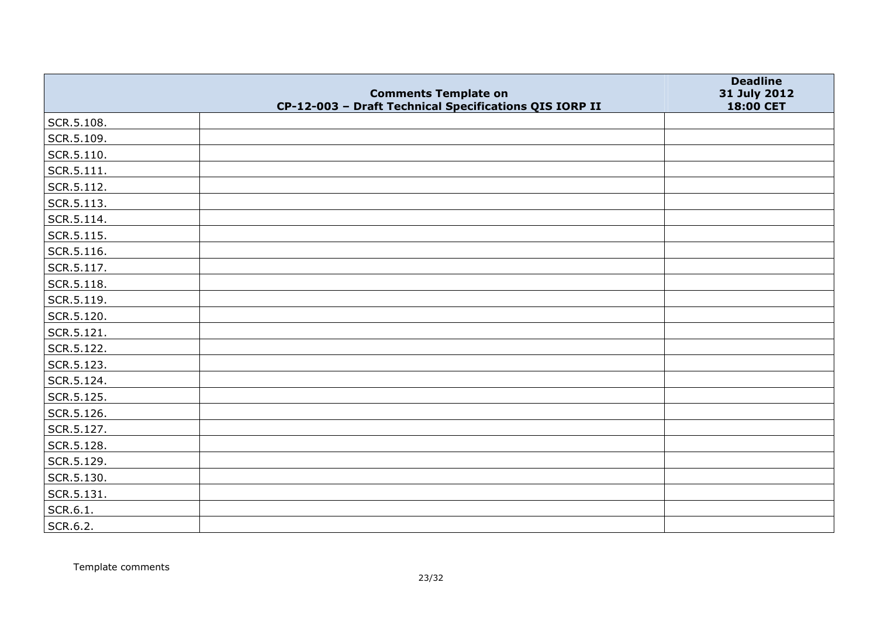| | Comments Template on CP-12-003 – Draft Technical Specifications QIS IORP II | Deadline 31 July 2012 18:00 CET |
|---|---|---|
| SCR.5.108. | | |
| SCR.5.109. | | |
| SCR.5.110. | | |
| SCR.5.111. | | |
| SCR.5.112. | | |
| SCR.5.113. | | |
| SCR.5.114. | | |
| SCR.5.115. | | |
| SCR.5.116. | | |
| SCR.5.117. | | |
| SCR.5.118. | | |
| SCR.5.119. | | |
| SCR.5.120. | | |
| SCR.5.121. | | |
| SCR.5.122. | | |
| SCR.5.123. | | |
| SCR.5.124. | | |
| SCR.5.125. | | |
| SCR.5.126. | | |
| SCR.5.127. | | |
| SCR.5.128. | | |
| SCR.5.129. | | |
| SCR.5.130. | | |
| SCR.5.131. | | |
| SCR.6.1. | | |
| SCR.6.2. | | |

Template comments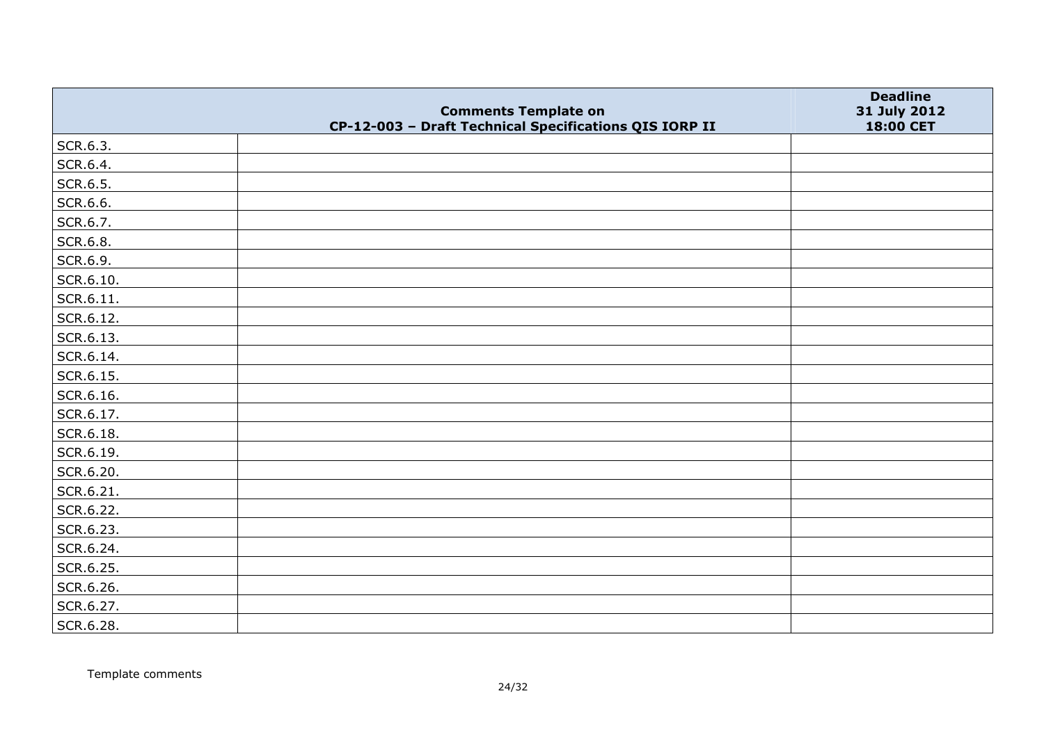| | Comments Template on CP-12-003 – Draft Technical Specifications QIS IORP II | Deadline 31 July 2012 18:00 CET |
|---|---|---|
| SCR.6.3. | | |
| SCR.6.4. | | |
| SCR.6.5. | | |
| SCR.6.6. | | |
| SCR.6.7. | | |
| SCR.6.8. | | |
| SCR.6.9. | | |
| SCR.6.10. | | |
| SCR.6.11. | | |
| SCR.6.12. | | |
| SCR.6.13. | | |
| SCR.6.14. | | |
| SCR.6.15. | | |
| SCR.6.16. | | |
| SCR.6.17. | | |
| SCR.6.18. | | |
| SCR.6.19. | | |
| SCR.6.20. | | |
| SCR.6.21. | | |
| SCR.6.22. | | |
| SCR.6.23. | | |
| SCR.6.24. | | |
| SCR.6.25. | | |
| SCR.6.26. | | |
| SCR.6.27. | | |
| SCR.6.28. | | |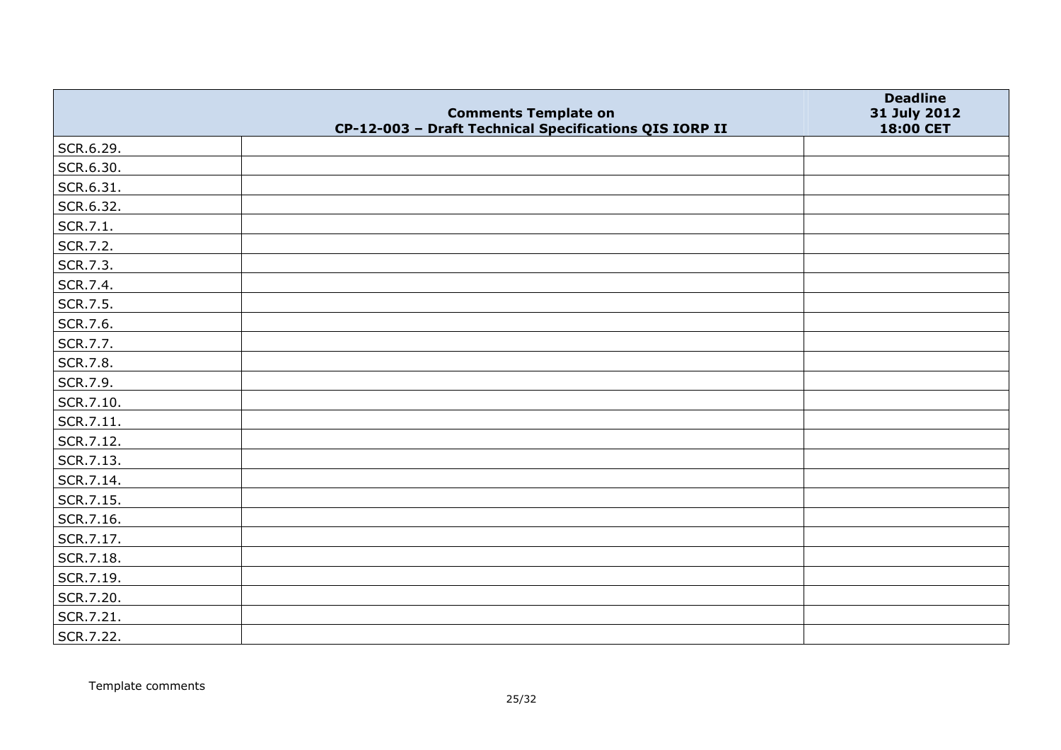| | Comments Template on CP-12-003 – Draft Technical Specifications QIS IORP II | Deadline 31 July 2012 18:00 CET |
|---|---|---|
| SCR.6.29. | | |
| SCR.6.30. | | |
| SCR.6.31. | | |
| SCR.6.32. | | |
| SCR.7.1. | | |
| SCR.7.2. | | |
| SCR.7.3. | | |
| SCR.7.4. | | |
| SCR.7.5. | | |
| SCR.7.6. | | |
| SCR.7.7. | | |
| SCR.7.8. | | |
| SCR.7.9. | | |
| SCR.7.10. | | |
| SCR.7.11. | | |
| SCR.7.12. | | |
| SCR.7.13. | | |
| SCR.7.14. | | |
| SCR.7.15. | | |
| SCR.7.16. | | |
| SCR.7.17. | | |
| SCR.7.18. | | |
| SCR.7.19. | | |
| SCR.7.20. | | |
| SCR.7.21. | | |
| SCR.7.22. | | |

Template comments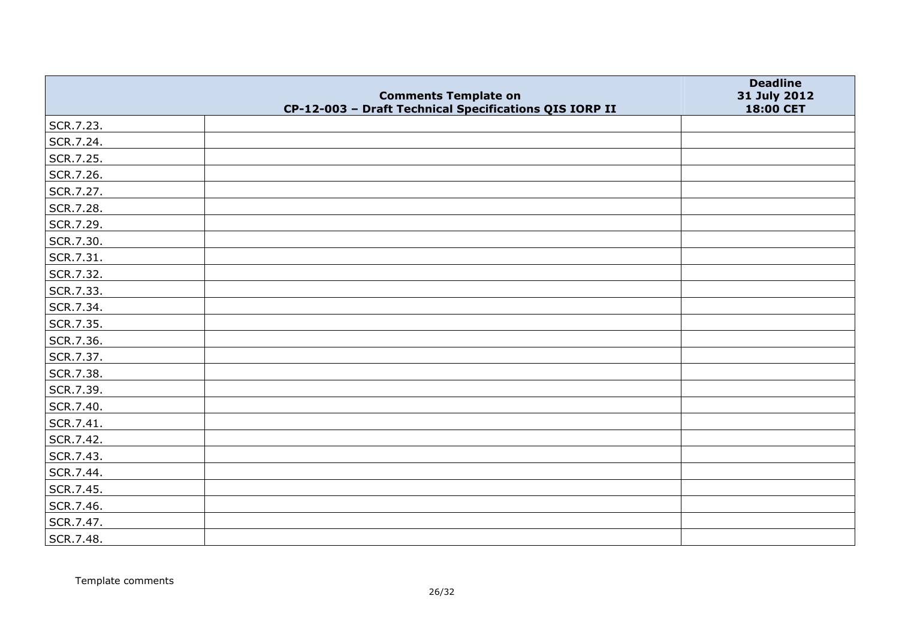| | Comments Template on CP-12-003 – Draft Technical Specifications QIS IORP II | Deadline 31 July 2012 18:00 CET |
|---|---|---|
| SCR.7.23. | | |
| SCR.7.24. | | |
| SCR.7.25. | | |
| SCR.7.26. | | |
| SCR.7.27. | | |
| SCR.7.28. | | |
| SCR.7.29. | | |
| SCR.7.30. | | |
| SCR.7.31. | | |
| SCR.7.32. | | |
| SCR.7.33. | | |
| SCR.7.34. | | |
| SCR.7.35. | | |
| SCR.7.36. | | |
| SCR.7.37. | | |
| SCR.7.38. | | |
| SCR.7.39. | | |
| SCR.7.40. | | |
| SCR.7.41. | | |
| SCR.7.42. | | |
| SCR.7.43. | | |
| SCR.7.44. | | |
| SCR.7.45. | | |
| SCR.7.46. | | |
| SCR.7.47. | | |
| SCR.7.48. | | |

Template comments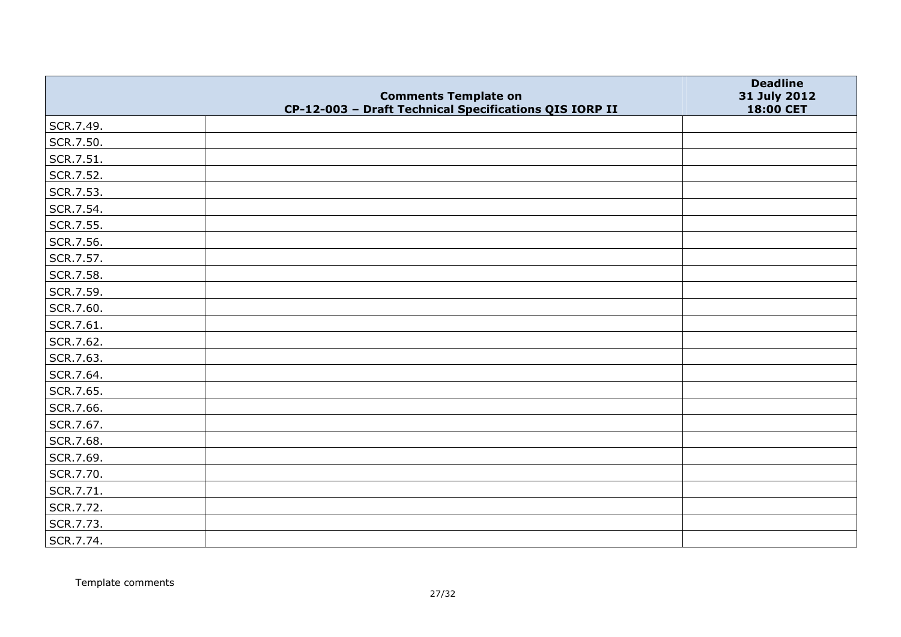| | Comments Template on CP-12-003 – Draft Technical Specifications QIS IORP II | Deadline 31 July 2012 18:00 CET |
|---|---|---|
| SCR.7.49. | | |
| SCR.7.50. | | |
| SCR.7.51. | | |
| SCR.7.52. | | |
| SCR.7.53. | | |
| SCR.7.54. | | |
| SCR.7.55. | | |
| SCR.7.56. | | |
| SCR.7.57. | | |
| SCR.7.58. | | |
| SCR.7.59. | | |
| SCR.7.60. | | |
| SCR.7.61. | | |
| SCR.7.62. | | |
| SCR.7.63. | | |
| SCR.7.64. | | |
| SCR.7.65. | | |
| SCR.7.66. | | |
| SCR.7.67. | | |
| SCR.7.68. | | |
| SCR.7.69. | | |
| SCR.7.70. | | |
| SCR.7.71. | | |
| SCR.7.72. | | |
| SCR.7.73. | | |
| SCR.7.74. | | |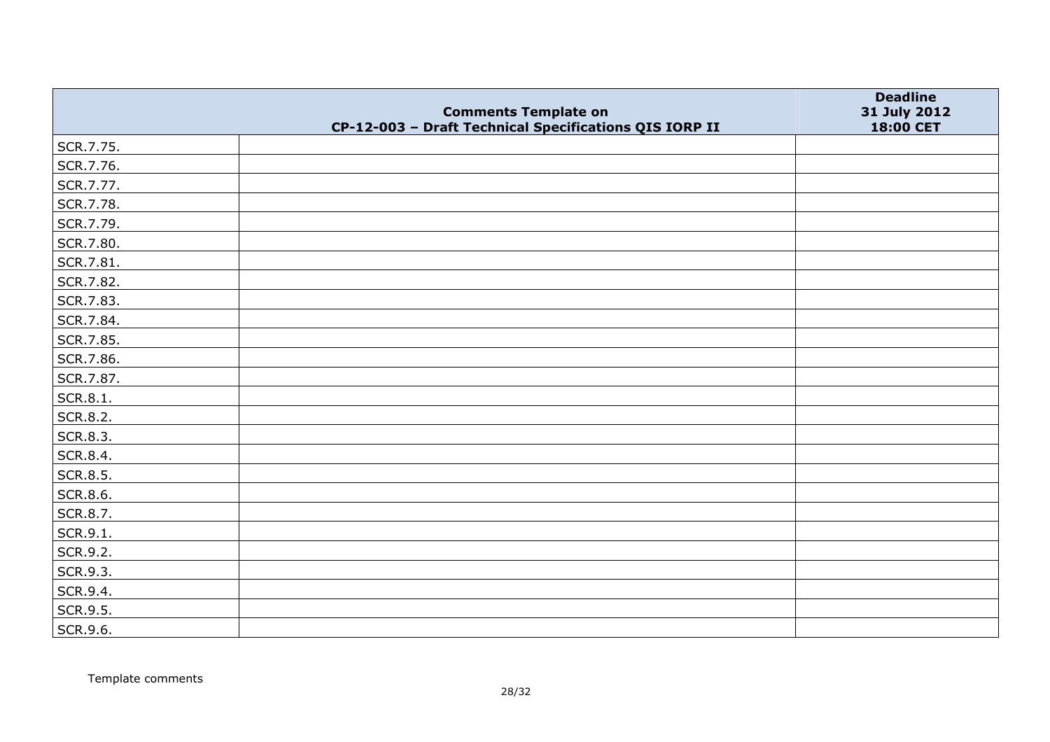| | Comments Template on CP-12-003 – Draft Technical Specifications QIS IORP II | Deadline 31 July 2012 18:00 CET |
|---|---|---|
| SCR.7.75. | | |
| SCR.7.76. | | |
| SCR.7.77. | | |
| SCR.7.78. | | |
| SCR.7.79. | | |
| SCR.7.80. | | |
| SCR.7.81. | | |
| SCR.7.82. | | |
| SCR.7.83. | | |
| SCR.7.84. | | |
| SCR.7.85. | | |
| SCR.7.86. | | |
| SCR.7.87. | | |
| SCR.8.1. | | |
| SCR.8.2. | | |
| SCR.8.3. | | |
| SCR.8.4. | | |
| SCR.8.5. | | |
| SCR.8.6. | | |
| SCR.8.7. | | |
| SCR.9.1. | | |
| SCR.9.2. | | |
| SCR.9.3. | | |
| SCR.9.4. | | |
| SCR.9.5. | | |
| SCR.9.6. | | |

Template comments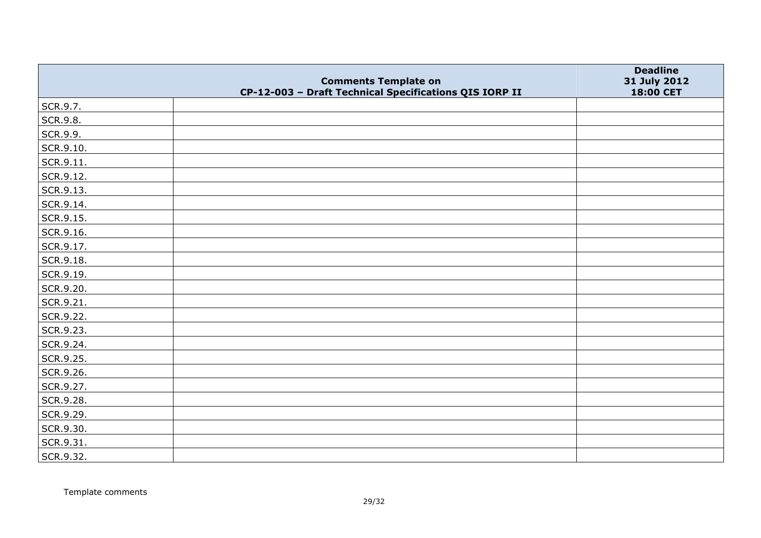| | Comments Template on CP-12-003 – Draft Technical Specifications QIS IORP II | Deadline 31 July 2012 18:00 CET |
|---|---|---|
| SCR.9.7. | | |
| SCR.9.8. | | |
| SCR.9.9. | | |
| SCR.9.10. | | |
| SCR.9.11. | | |
| SCR.9.12. | | |
| SCR.9.13. | | |
| SCR.9.14. | | |
| SCR.9.15. | | |
| SCR.9.16. | | |
| SCR.9.17. | | |
| SCR.9.18. | | |
| SCR.9.19. | | |
| SCR.9.20. | | |
| SCR.9.21. | | |
| SCR.9.22. | | |
| SCR.9.23. | | |
| SCR.9.24. | | |
| SCR.9.25. | | |
| SCR.9.26. | | |
| SCR.9.27. | | |
| SCR.9.28. | | |
| SCR.9.29. | | |
| SCR.9.30. | | |
| SCR.9.31. | | |
| SCR.9.32. | | |

Template comments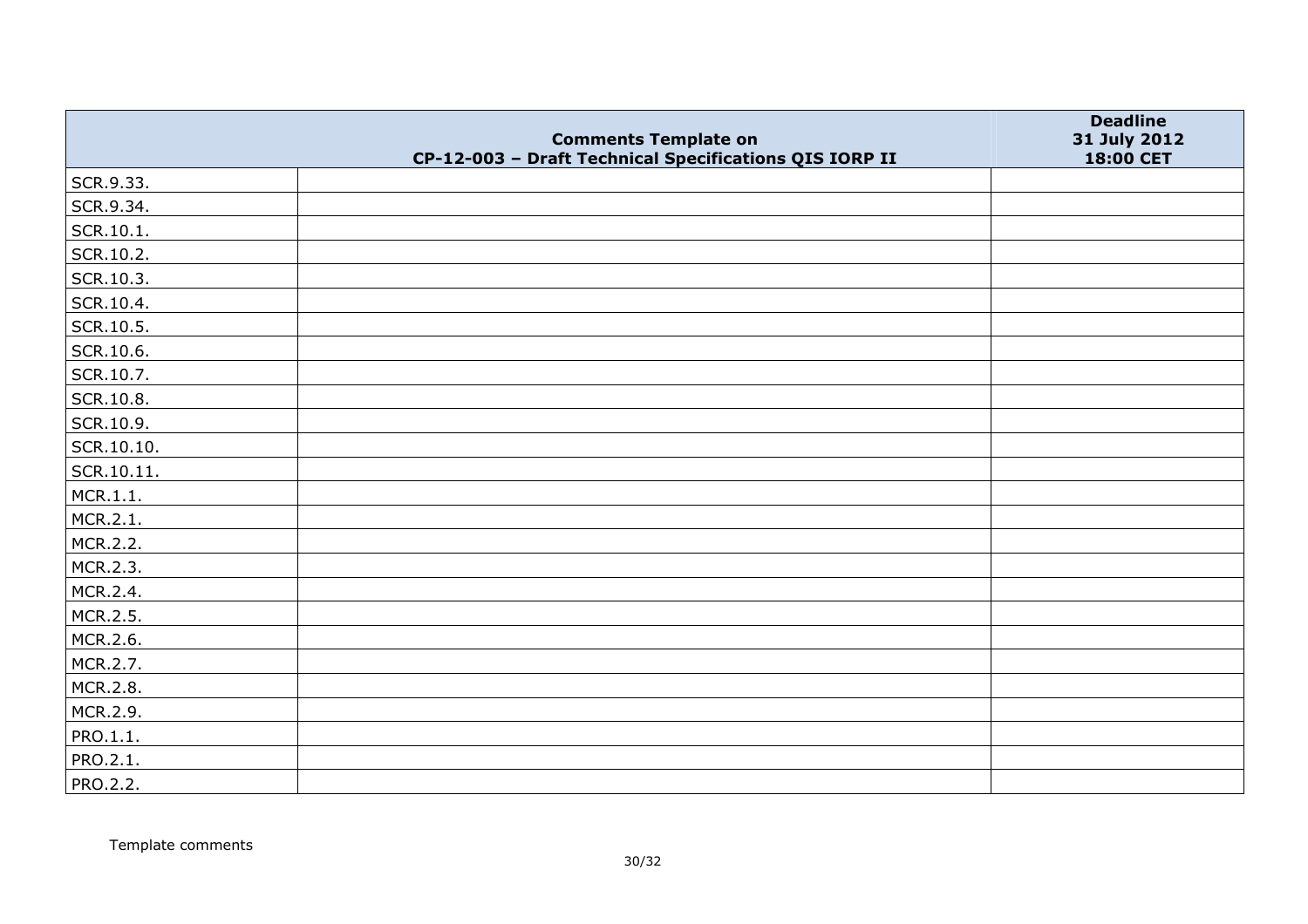| | Comments Template on CP-12-003 – Draft Technical Specifications QIS IORP II | Deadline 31 July 2012 18:00 CET |
|---|---|---|
| SCR.9.33. | | |
| SCR.9.34. | | |
| SCR.10.1. | | |
| SCR.10.2. | | |
| SCR.10.3. | | |
| SCR.10.4. | | |
| SCR.10.5. | | |
| SCR.10.6. | | |
| SCR.10.7. | | |
| SCR.10.8. | | |
| SCR.10.9. | | |
| SCR.10.10. | | |
| SCR.10.11. | | |
| MCR.1.1. | | |
| MCR.2.1. | | |
| MCR.2.2. | | |
| MCR.2.3. | | |
| MCR.2.4. | | |
| MCR.2.5. | | |
| MCR.2.6. | | |
| MCR.2.7. | | |
| MCR.2.8. | | |
| MCR.2.9. | | |
| PRO.1.1. | | |
| PRO.2.1. | | |
| PRO.2.2. | | |

Template comments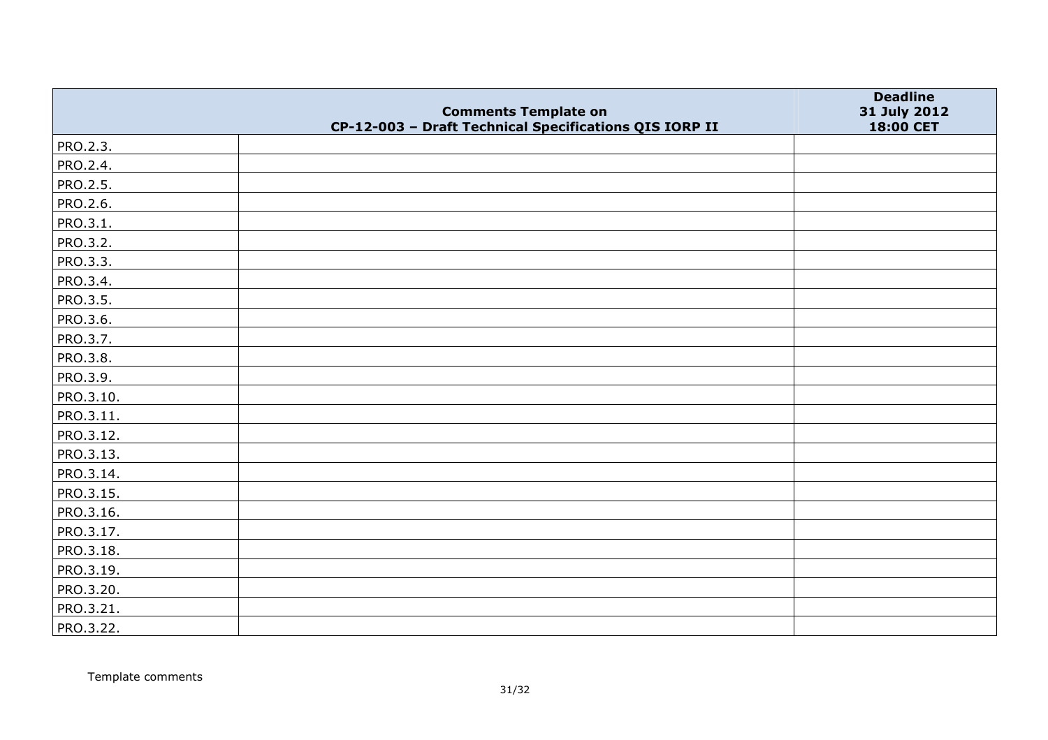| | Comments Template on CP-12-003 – Draft Technical Specifications QIS IORP II | Deadline 31 July 2012 18:00 CET |
|---|---|---|
| PRO.2.3. | | |
| PRO.2.4. | | |
| PRO.2.5. | | |
| PRO.2.6. | | |
| PRO.3.1. | | |
| PRO.3.2. | | |
| PRO.3.3. | | |
| PRO.3.4. | | |
| PRO.3.5. | | |
| PRO.3.6. | | |
| PRO.3.7. | | |
| PRO.3.8. | | |
| PRO.3.9. | | |
| PRO.3.10. | | |
| PRO.3.11. | | |
| PRO.3.12. | | |
| PRO.3.13. | | |
| PRO.3.14. | | |
| PRO.3.15. | | |
| PRO.3.16. | | |
| PRO.3.17. | | |
| PRO.3.18. | | |
| PRO.3.19. | | |
| PRO.3.20. | | |
| PRO.3.21. | | |
| PRO.3.22. | | |

Template comments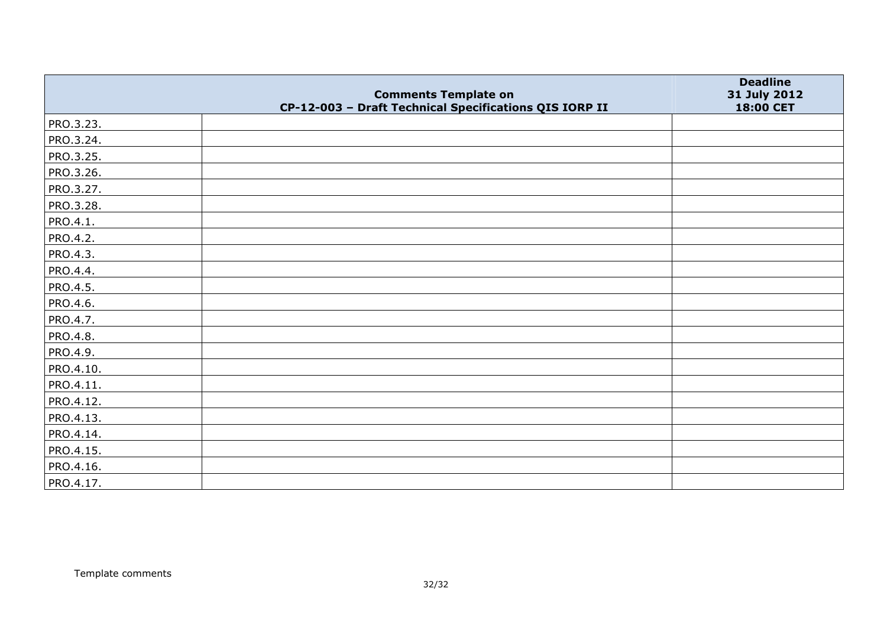| | Comments Template on CP-12-003 – Draft Technical Specifications QIS IORP II | Deadline 31 July 2012 18:00 CET |
|---|---|---|
| PRO.3.23. | | |
| PRO.3.24. | | |
| PRO.3.25. | | |
| PRO.3.26. | | |
| PRO.3.27. | | |
| PRO.3.28. | | |
| PRO.4.1. | | |
| PRO.4.2. | | |
| PRO.4.3. | | |
| PRO.4.4. | | |
| PRO.4.5. | | |
| PRO.4.6. | | |
| PRO.4.7. | | |
| PRO.4.8. | | |
| PRO.4.9. | | |
| PRO.4.10. | | |
| PRO.4.11. | | |
| PRO.4.12. | | |
| PRO.4.13. | | |
| PRO.4.14. | | |
| PRO.4.15. | | |
| PRO.4.16. | | |
| PRO.4.17. | | |

Template comments